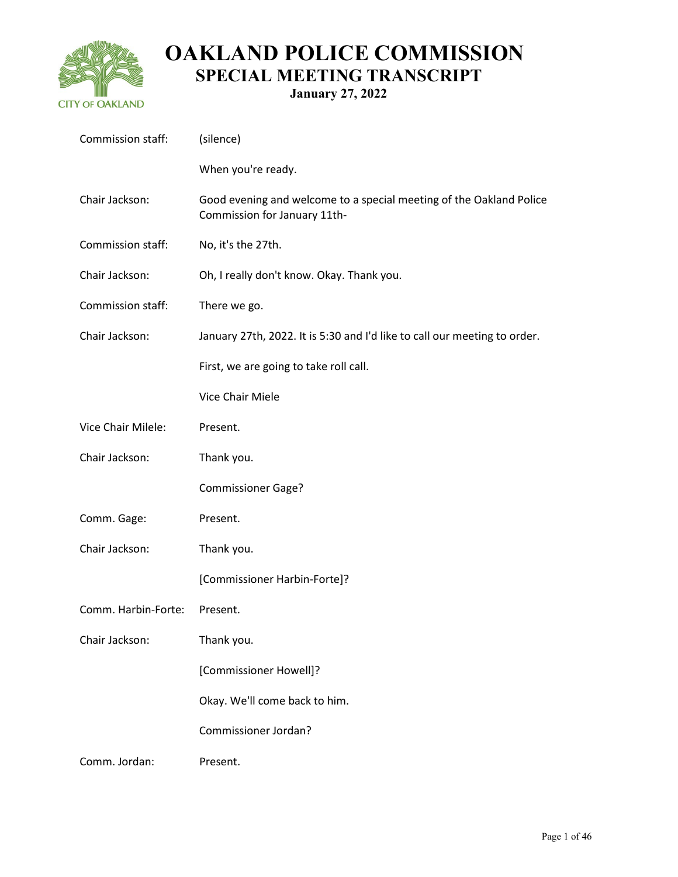# OAKLAND POLICE COMMISSION

## SPECIAL MEETING TRANSCRIPT

**January 27, 2022**

| | |
|---|---|
| Commission staff: | (silence) |
| | When you're ready. |
| Chair Jackson: | Good evening and welcome to a special meeting of the Oakland Police Commission for January 11th- |
| Commission staff: | No, it's the 27th. |
| Chair Jackson: | Oh, I really don't know. Okay. Thank you. |
| Commission staff: | There we go. |
| Chair Jackson: | January 27th, 2022. It is 5:30 and I'd like to call our meeting to order. |
| | First, we are going to take roll call. |
| | Vice Chair Miele |
| Vice Chair Milele: | Present. |
| Chair Jackson: | Thank you. |
| | Commissioner Gage? |
| Comm. Gage: | Present. |
| Chair Jackson: | Thank you. |
| | [Commissioner Harbin-Forte]? |
| Comm. Harbin-Forte: | Present. |
| Chair Jackson: | Thank you. |
| | [Commissioner Howell]? |
| | Okay. We'll come back to him. |
| | Commissioner Jordan? |
| Comm. Jordan: | Present. |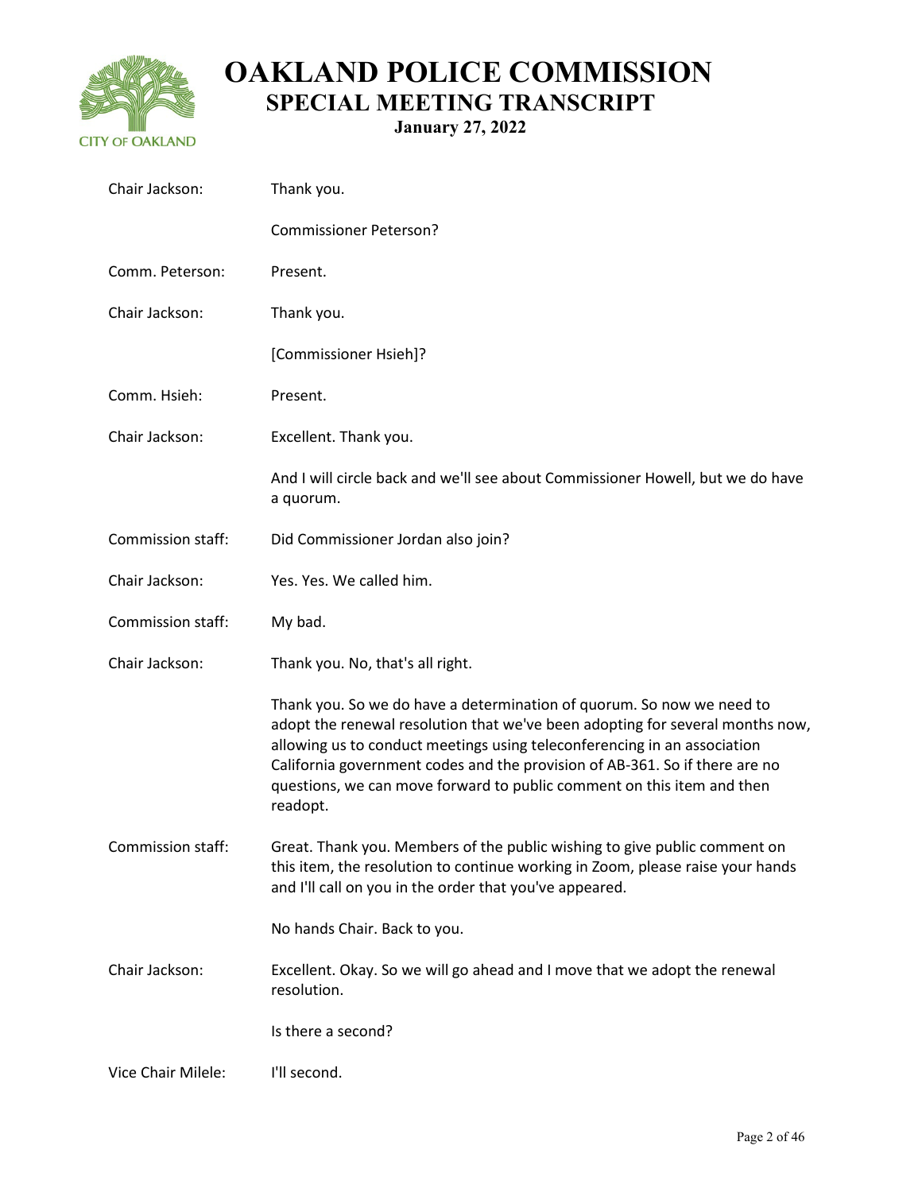| | |
|---|---|
| Chair Jackson: | Thank you. |
| | Commissioner Peterson? |
| Comm. Peterson: | Present. |
| Chair Jackson: | Thank you. |
| | [Commissioner Hsieh]? |
| Comm. Hsieh: | Present. |
| Chair Jackson: | Excellent. Thank you. |
| | And I will circle back and we'll see about Commissioner Howell, but we do have a quorum. |
| Commission staff: | Did Commissioner Jordan also join? |
| Chair Jackson: | Yes. Yes. We called him. |
| Commission staff: | My bad. |
| Chair Jackson: | Thank you. No, that's all right. |
| | Thank you. So we do have a determination of quorum. So now we need to adopt the renewal resolution that we've been adopting for several months now, allowing us to conduct meetings using teleconferencing in an association California government codes and the provision of AB-361. So if there are no questions, we can move forward to public comment on this item and then readopt. |
| Commission staff: | Great. Thank you. Members of the public wishing to give public comment on this item, the resolution to continue working in Zoom, please raise your hands and I'll call on you in the order that you've appeared. |
| | No hands Chair. Back to you. |
| Chair Jackson: | Excellent. Okay. So we will go ahead and I move that we adopt the renewal resolution. |
| | Is there a second? |
| Vice Chair Milele: | I'll second. |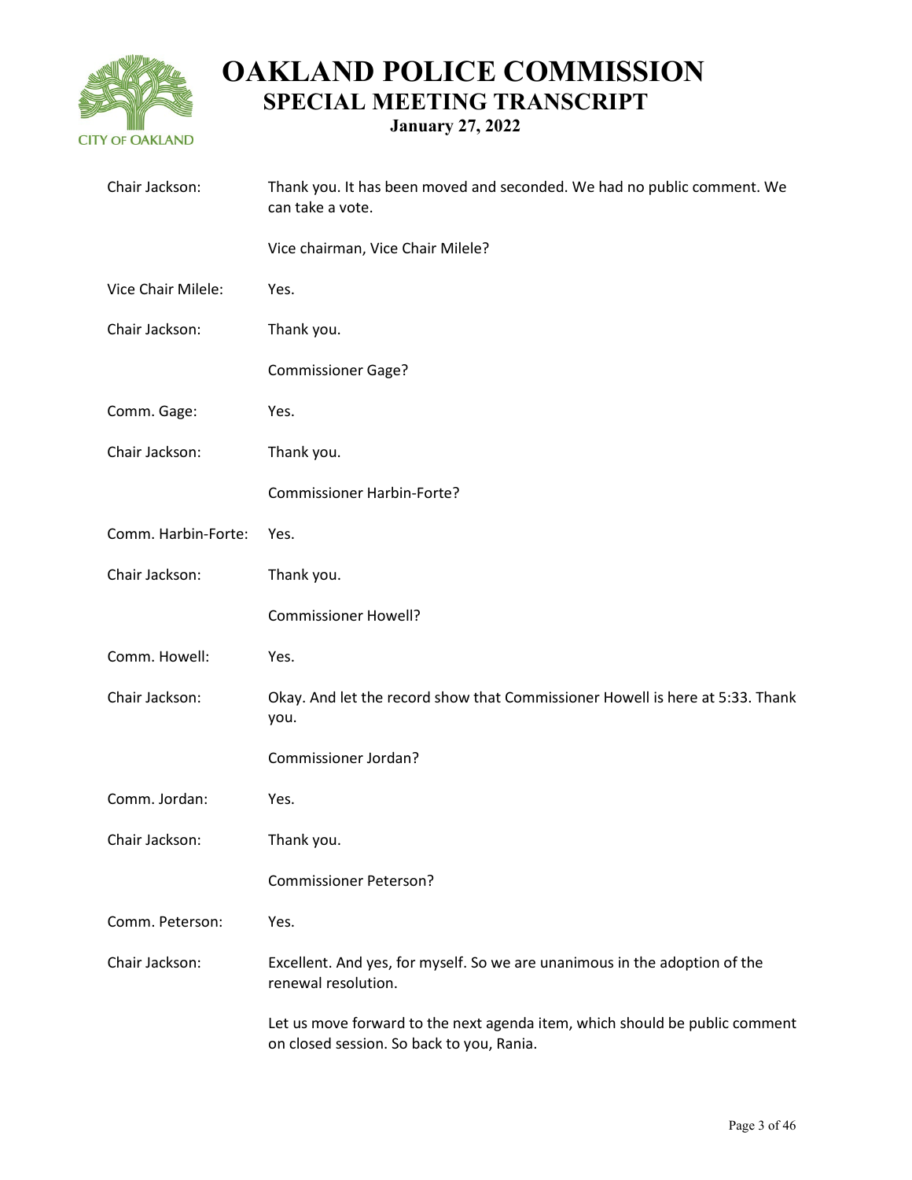Chair Jackson: Thank you. It has been moved and seconded. We had no public comment. We can take a vote.

Vice chairman, Vice Chair Milele?

Vice Chair Milele: Yes.

Chair Jackson: Thank you.

Commissioner Gage?

Comm. Gage: Yes.

Chair Jackson: Thank you.

Commissioner Harbin-Forte?

Comm. Harbin-Forte: Yes.

Chair Jackson: Thank you.

Commissioner Howell?

Comm. Howell: Yes.

Chair Jackson: Okay. And let the record show that Commissioner Howell is here at 5:33. Thank you.

Commissioner Jordan?

Comm. Jordan: Yes.

Chair Jackson: Thank you.

Commissioner Peterson?

Comm. Peterson: Yes.

Chair Jackson: Excellent. And yes, for myself. So we are unanimous in the adoption of the renewal resolution.

Let us move forward to the next agenda item, which should be public comment on closed session. So back to you, Rania.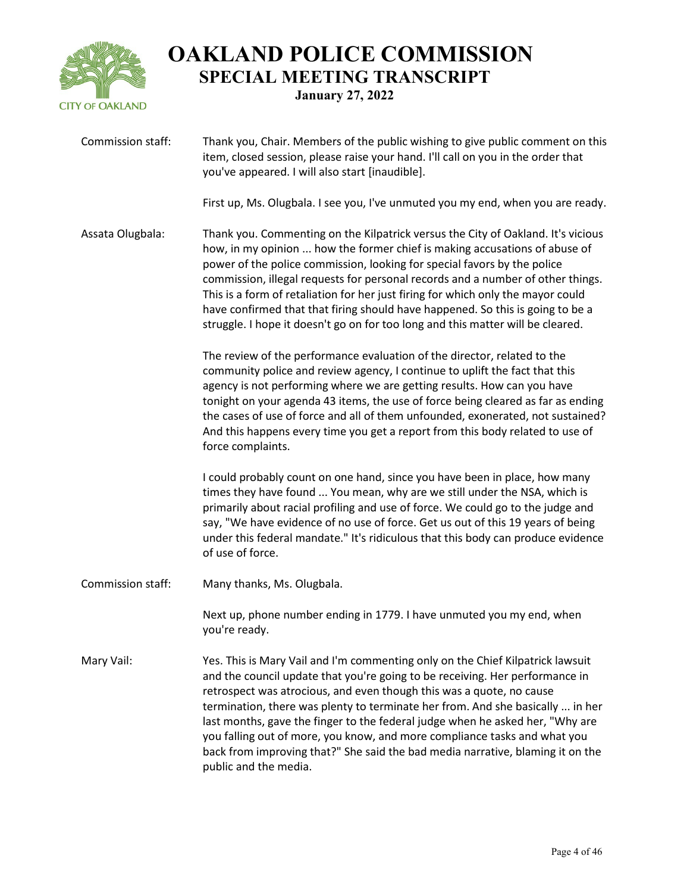Commission staff: Thank you, Chair. Members of the public wishing to give public comment on this item, closed session, please raise your hand. I'll call on you in the order that you've appeared. I will also start [inaudible].

First up, Ms. Olugbala. I see you, I've unmuted you my end, when you are ready.

Assata Olugbala: Thank you. Commenting on the Kilpatrick versus the City of Oakland. It's vicious how, in my opinion ... how the former chief is making accusations of abuse of power of the police commission, looking for special favors by the police commission, illegal requests for personal records and a number of other things. This is a form of retaliation for her just firing for which only the mayor could have confirmed that that firing should have happened. So this is going to be a struggle. I hope it doesn't go on for too long and this matter will be cleared.

The review of the performance evaluation of the director, related to the community police and review agency, I continue to uplift the fact that this agency is not performing where we are getting results. How can you have tonight on your agenda 43 items, the use of force being cleared as far as ending the cases of use of force and all of them unfounded, exonerated, not sustained? And this happens every time you get a report from this body related to use of force complaints.

I could probably count on one hand, since you have been in place, how many times they have found ... You mean, why are we still under the NSA, which is primarily about racial profiling and use of force. We could go to the judge and say, "We have evidence of no use of force. Get us out of this 19 years of being under this federal mandate." It's ridiculous that this body can produce evidence of use of force.

Commission staff: Many thanks, Ms. Olugbala.

Next up, phone number ending in 1779. I have unmuted you my end, when you're ready.

Mary Vail: Yes. This is Mary Vail and I'm commenting only on the Chief Kilpatrick lawsuit and the council update that you're going to be receiving. Her performance in retrospect was atrocious, and even though this was a quote, no cause termination, there was plenty to terminate her from. And she basically ... in her last months, gave the finger to the federal judge when he asked her, "Why are you falling out of more, you know, and more compliance tasks and what you back from improving that?" She said the bad media narrative, blaming it on the public and the media.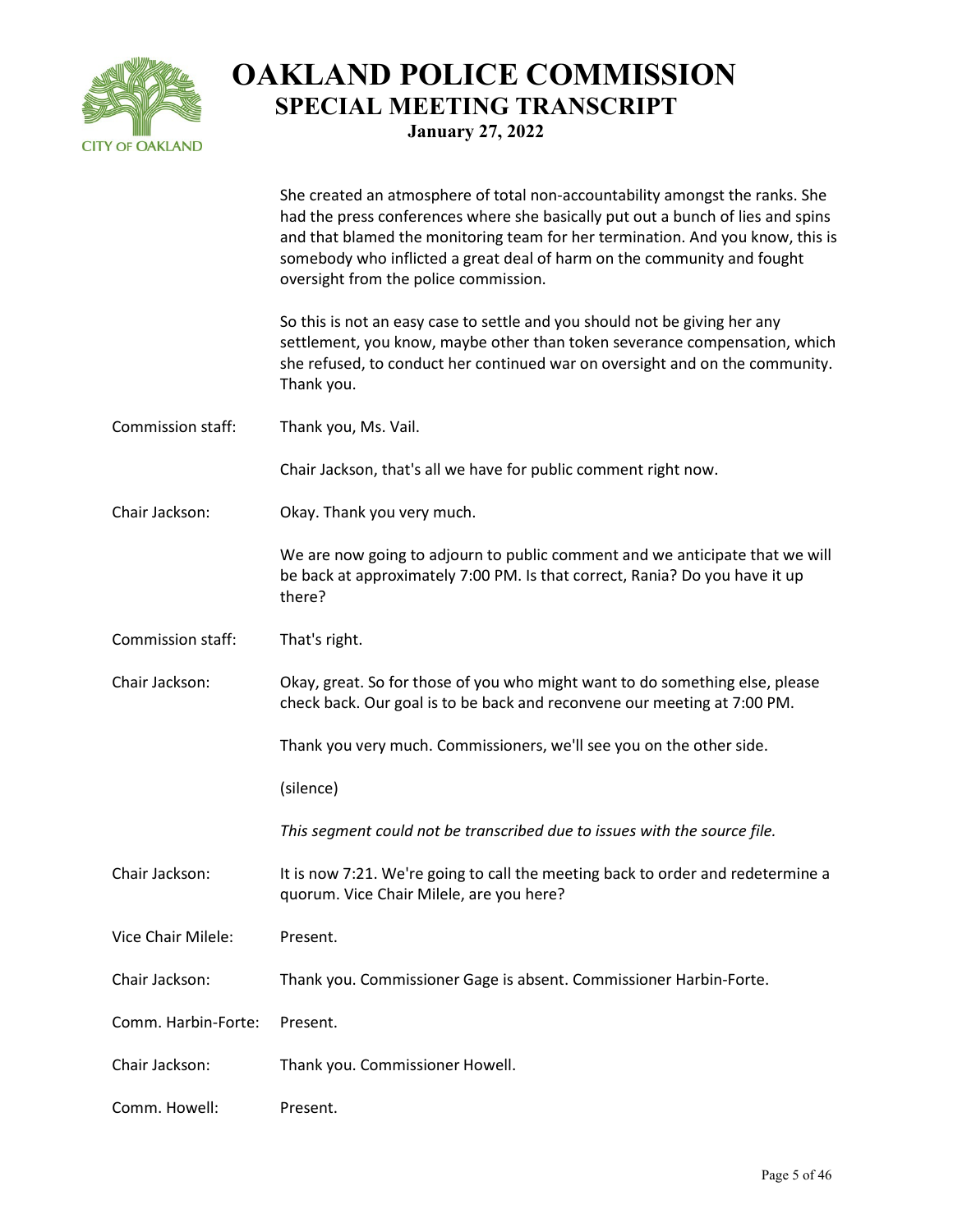| | |
|---|---|
| | She created an atmosphere of total non-accountability amongst the ranks. She had the press conferences where she basically put out a bunch of lies and spins and that blamed the monitoring team for her termination. And you know, this is somebody who inflicted a great deal of harm on the community and fought oversight from the police commission. |
| | So this is not an easy case to settle and you should not be giving her any settlement, you know, maybe other than token severance compensation, which she refused, to conduct her continued war on oversight and on the community. Thank you. |
| Commission staff: | Thank you, Ms. Vail. |
| | Chair Jackson, that's all we have for public comment right now. |
| Chair Jackson: | Okay. Thank you very much. |
| | We are now going to adjourn to public comment and we anticipate that we will be back at approximately 7:00 PM. Is that correct, Rania? Do you have it up there? |
| Commission staff: | That's right. |
| Chair Jackson: | Okay, great. So for those of you who might want to do something else, please check back. Our goal is to be back and reconvene our meeting at 7:00 PM. |
| | Thank you very much. Commissioners, we'll see you on the other side. |
| | (silence) |
| | *This segment could not be transcribed due to issues with the source file.* |
| Chair Jackson: | It is now 7:21. We're going to call the meeting back to order and redetermine a quorum. Vice Chair Milele, are you here? |
| Vice Chair Milele: | Present. |
| Chair Jackson: | Thank you. Commissioner Gage is absent. Commissioner Harbin-Forte. |
| Comm. Harbin-Forte: | Present. |
| Chair Jackson: | Thank you. Commissioner Howell. |
| Comm. Howell: | Present. |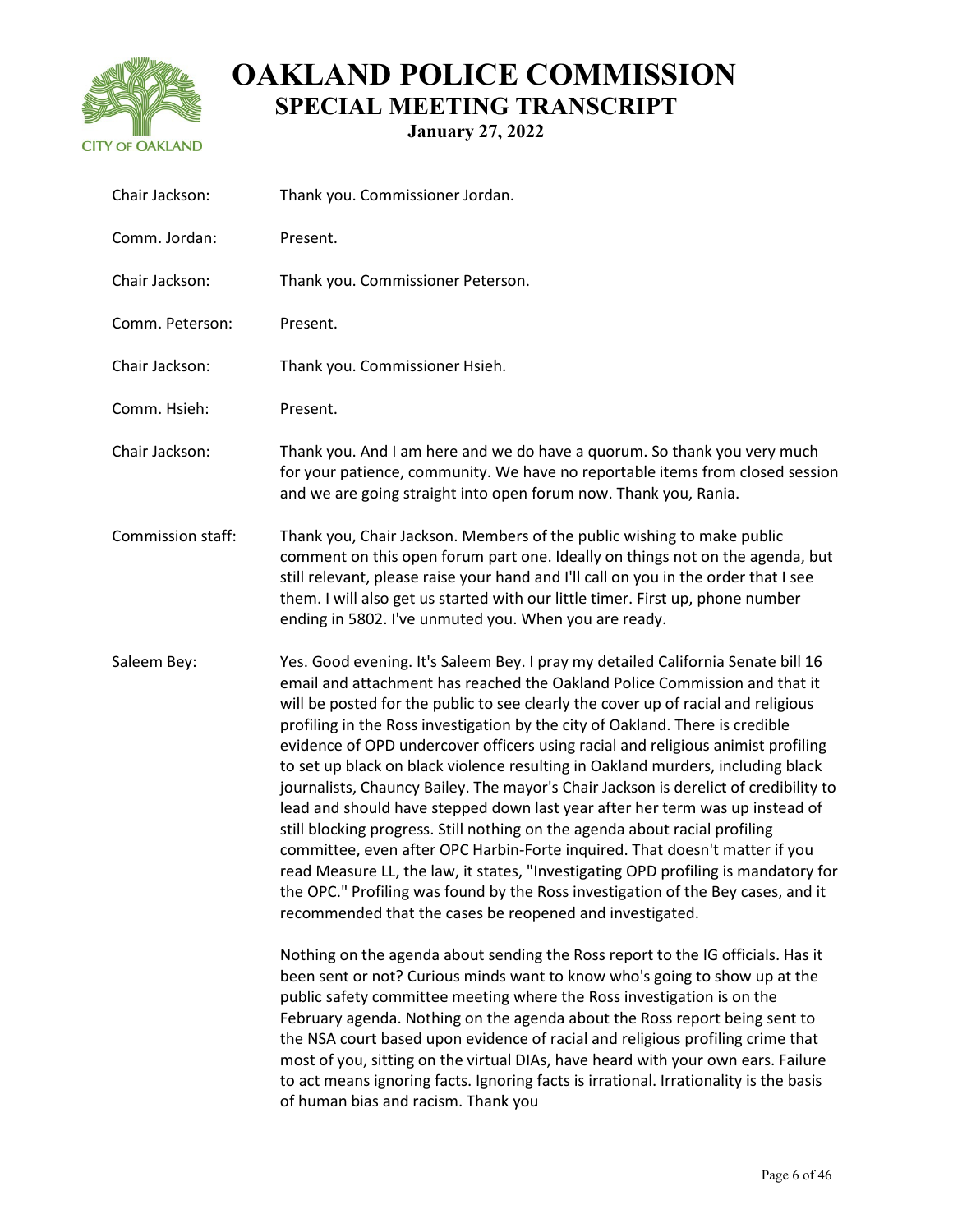| | |
|---|---|
| Chair Jackson: | Thank you. Commissioner Jordan. |
| Comm. Jordan: | Present. |
| Chair Jackson: | Thank you. Commissioner Peterson. |
| Comm. Peterson: | Present. |
| Chair Jackson: | Thank you. Commissioner Hsieh. |
| Comm. Hsieh: | Present. |
| Chair Jackson: | Thank you. And I am here and we do have a quorum. So thank you very much for your patience, community. We have no reportable items from closed session and we are going straight into open forum now. Thank you, Rania. |
| Commission staff: | Thank you, Chair Jackson. Members of the public wishing to make public comment on this open forum part one. Ideally on things not on the agenda, but still relevant, please raise your hand and I'll call on you in the order that I see them. I will also get us started with our little timer. First up, phone number ending in 5802. I've unmuted you. When you are ready. |
| Saleem Bey: | Yes. Good evening. It's Saleem Bey. I pray my detailed California Senate bill 16 email and attachment has reached the Oakland Police Commission and that it will be posted for the public to see clearly the cover up of racial and religious profiling in the Ross investigation by the city of Oakland. There is credible evidence of OPD undercover officers using racial and religious animist profiling to set up black on black violence resulting in Oakland murders, including black journalists, Chauncy Bailey. The mayor's Chair Jackson is derelict of credibility to lead and should have stepped down last year after her term was up instead of still blocking progress. Still nothing on the agenda about racial profiling committee, even after OPC Harbin-Forte inquired. That doesn't matter if you read Measure LL, the law, it states, "Investigating OPD profiling is mandatory for the OPC." Profiling was found by the Ross investigation of the Bey cases, and it recommended that the cases be reopened and investigated.<br><br>Nothing on the agenda about sending the Ross report to the IG officials. Has it been sent or not? Curious minds want to know who's going to show up at the public safety committee meeting where the Ross investigation is on the February agenda. Nothing on the agenda about the Ross report being sent to the NSA court based upon evidence of racial and religious profiling crime that most of you, sitting on the virtual DIAs, have heard with your own ears. Failure to act means ignoring facts. Ignoring facts is irrational. Irrationality is the basis of human bias and racism. Thank you |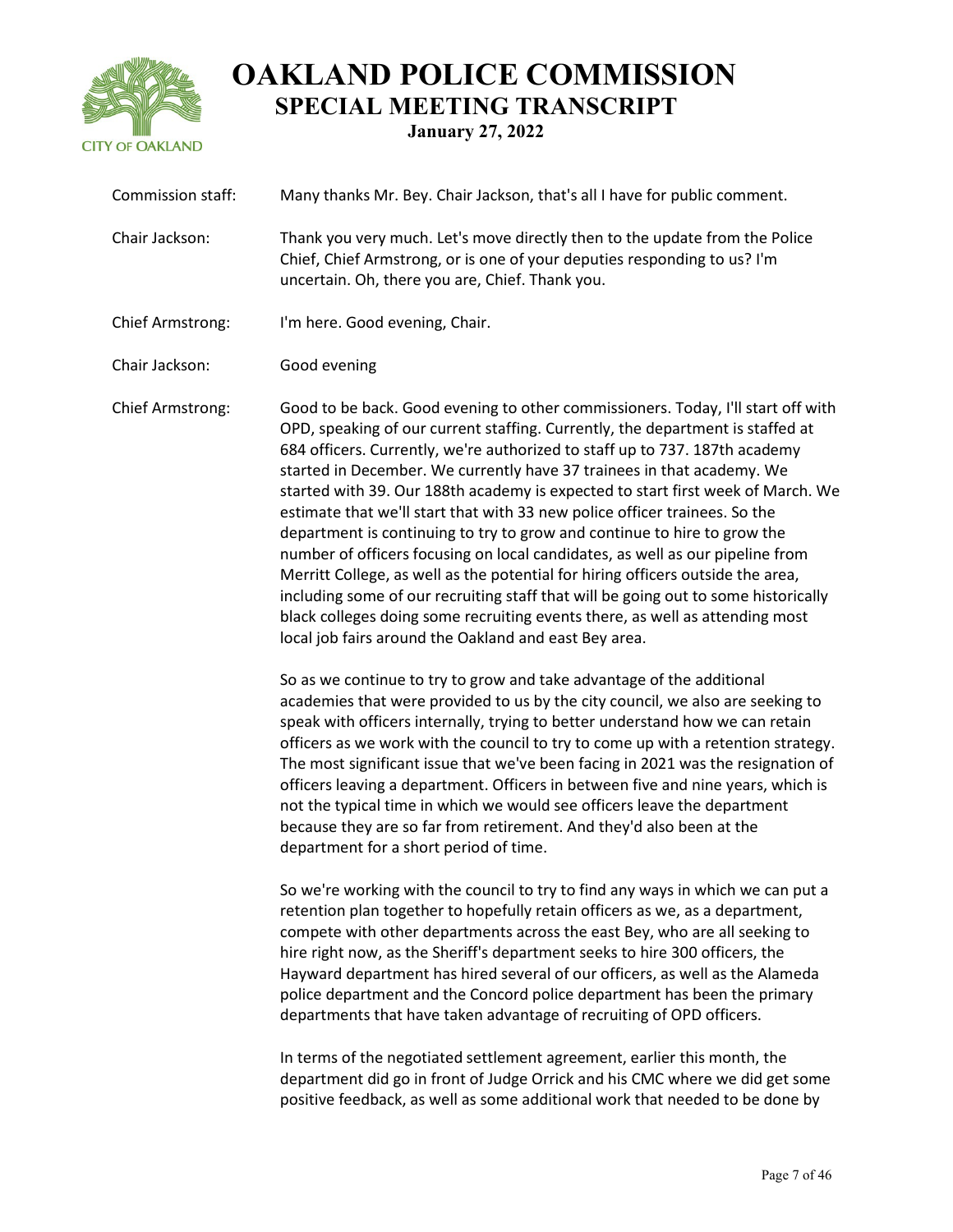Commission staff: Many thanks Mr. Bey. Chair Jackson, that's all I have for public comment.

Chair Jackson: Thank you very much. Let's move directly then to the update from the Police Chief, Chief Armstrong, or is one of your deputies responding to us? I'm uncertain. Oh, there you are, Chief. Thank you.

Chief Armstrong: I'm here. Good evening, Chair.

Chair Jackson: Good evening

Chief Armstrong: Good to be back. Good evening to other commissioners. Today, I'll start off with OPD, speaking of our current staffing. Currently, the department is staffed at 684 officers. Currently, we're authorized to staff up to 737. 187th academy started in December. We currently have 37 trainees in that academy. We started with 39. Our 188th academy is expected to start first week of March. We estimate that we'll start that with 33 new police officer trainees. So the department is continuing to try to grow and continue to hire to grow the number of officers focusing on local candidates, as well as our pipeline from Merritt College, as well as the potential for hiring officers outside the area, including some of our recruiting staff that will be going out to some historically black colleges doing some recruiting events there, as well as attending most local job fairs around the Oakland and east Bey area.

So as we continue to try to grow and take advantage of the additional academies that were provided to us by the city council, we also are seeking to speak with officers internally, trying to better understand how we can retain officers as we work with the council to try to come up with a retention strategy. The most significant issue that we've been facing in 2021 was the resignation of officers leaving a department. Officers in between five and nine years, which is not the typical time in which we would see officers leave the department because they are so far from retirement. And they'd also been at the department for a short period of time.

So we're working with the council to try to find any ways in which we can put a retention plan together to hopefully retain officers as we, as a department, compete with other departments across the east Bey, who are all seeking to hire right now, as the Sheriff's department seeks to hire 300 officers, the Hayward department has hired several of our officers, as well as the Alameda police department and the Concord police department has been the primary departments that have taken advantage of recruiting of OPD officers.

In terms of the negotiated settlement agreement, earlier this month, the department did go in front of Judge Orrick and his CMC where we did get some positive feedback, as well as some additional work that needed to be done by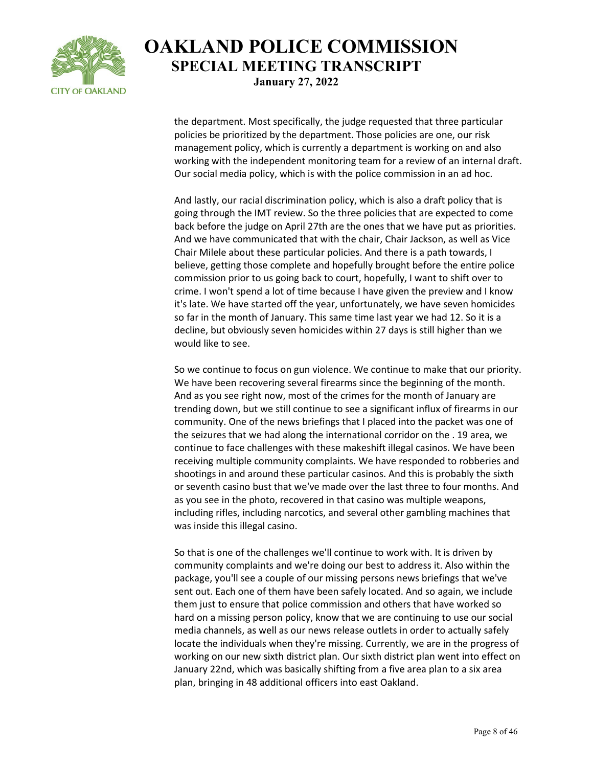the department. Most specifically, the judge requested that three particular policies be prioritized by the department. Those policies are one, our risk management policy, which is currently a department is working on and also working with the independent monitoring team for a review of an internal draft. Our social media policy, which is with the police commission in an ad hoc.

And lastly, our racial discrimination policy, which is also a draft policy that is going through the IMT review. So the three policies that are expected to come back before the judge on April 27th are the ones that we have put as priorities. And we have communicated that with the chair, Chair Jackson, as well as Vice Chair Milele about these particular policies. And there is a path towards, I believe, getting those complete and hopefully brought before the entire police commission prior to us going back to court, hopefully, I want to shift over to crime. I won't spend a lot of time because I have given the preview and I know it's late. We have started off the year, unfortunately, we have seven homicides so far in the month of January. This same time last year we had 12. So it is a decline, but obviously seven homicides within 27 days is still higher than we would like to see.

So we continue to focus on gun violence. We continue to make that our priority. We have been recovering several firearms since the beginning of the month. And as you see right now, most of the crimes for the month of January are trending down, but we still continue to see a significant influx of firearms in our community. One of the news briefings that I placed into the packet was one of the seizures that we had along the international corridor on the . 19 area, we continue to face challenges with these makeshift illegal casinos. We have been receiving multiple community complaints. We have responded to robberies and shootings in and around these particular casinos. And this is probably the sixth or seventh casino bust that we've made over the last three to four months. And as you see in the photo, recovered in that casino was multiple weapons, including rifles, including narcotics, and several other gambling machines that was inside this illegal casino.

So that is one of the challenges we'll continue to work with. It is driven by community complaints and we're doing our best to address it. Also within the package, you'll see a couple of our missing persons news briefings that we've sent out. Each one of them have been safely located. And so again, we include them just to ensure that police commission and others that have worked so hard on a missing person policy, know that we are continuing to use our social media channels, as well as our news release outlets in order to actually safely locate the individuals when they're missing. Currently, we are in the progress of working on our new sixth district plan. Our sixth district plan went into effect on January 22nd, which was basically shifting from a five area plan to a six area plan, bringing in 48 additional officers into east Oakland.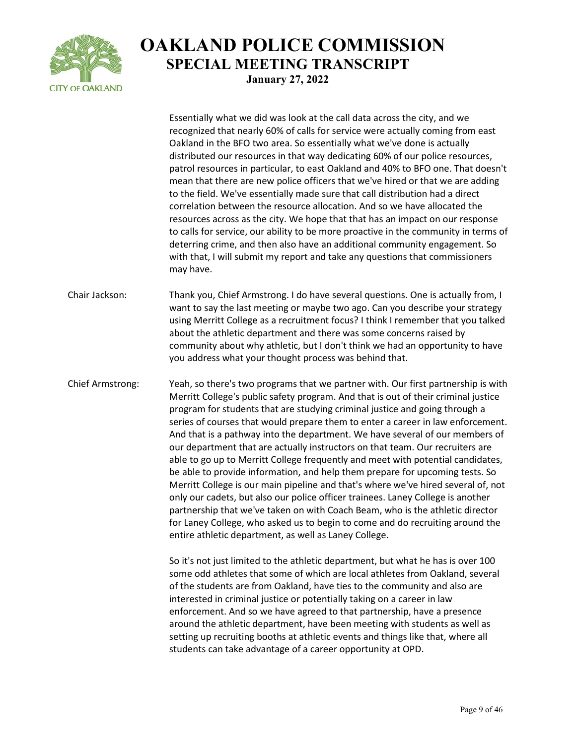Essentially what we did was look at the call data across the city, and we recognized that nearly 60% of calls for service were actually coming from east Oakland in the BFO two area. So essentially what we've done is actually distributed our resources in that way dedicating 60% of our police resources, patrol resources in particular, to east Oakland and 40% to BFO one. That doesn't mean that there are new police officers that we've hired or that we are adding to the field. We've essentially made sure that call distribution had a direct correlation between the resource allocation. And so we have allocated the resources across as the city. We hope that that has an impact on our response to calls for service, our ability to be more proactive in the community in terms of deterring crime, and then also have an additional community engagement. So with that, I will submit my report and take any questions that commissioners may have.

Chair Jackson: Thank you, Chief Armstrong. I do have several questions. One is actually from, I want to say the last meeting or maybe two ago. Can you describe your strategy using Merritt College as a recruitment focus? I think I remember that you talked about the athletic department and there was some concerns raised by community about why athletic, but I don't think we had an opportunity to have you address what your thought process was behind that.

Chief Armstrong: Yeah, so there's two programs that we partner with. Our first partnership is with Merritt College's public safety program. And that is out of their criminal justice program for students that are studying criminal justice and going through a series of courses that would prepare them to enter a career in law enforcement. And that is a pathway into the department. We have several of our members of our department that are actually instructors on that team. Our recruiters are able to go up to Merritt College frequently and meet with potential candidates, be able to provide information, and help them prepare for upcoming tests. So Merritt College is our main pipeline and that's where we've hired several of, not only our cadets, but also our police officer trainees. Laney College is another partnership that we've taken on with Coach Beam, who is the athletic director for Laney College, who asked us to begin to come and do recruiting around the entire athletic department, as well as Laney College.

So it's not just limited to the athletic department, but what he has is over 100 some odd athletes that some of which are local athletes from Oakland, several of the students are from Oakland, have ties to the community and also are interested in criminal justice or potentially taking on a career in law enforcement. And so we have agreed to that partnership, have a presence around the athletic department, have been meeting with students as well as setting up recruiting booths at athletic events and things like that, where all students can take advantage of a career opportunity at OPD.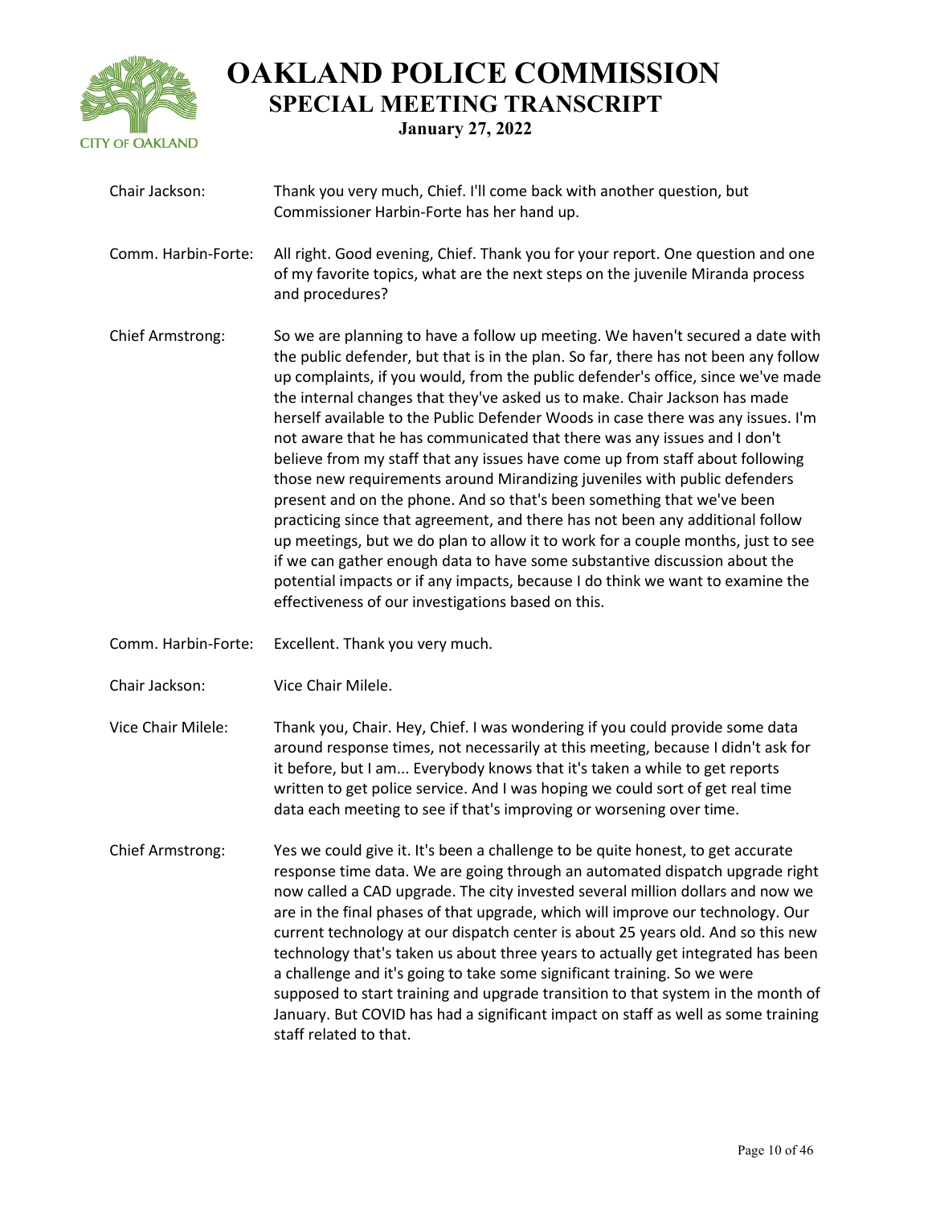Chair Jackson: Thank you very much, Chief. I'll come back with another question, but Commissioner Harbin-Forte has her hand up.

Comm. Harbin-Forte: All right. Good evening, Chief. Thank you for your report. One question and one of my favorite topics, what are the next steps on the juvenile Miranda process and procedures?

Chief Armstrong: So we are planning to have a follow up meeting. We haven't secured a date with the public defender, but that is in the plan. So far, there has not been any follow up complaints, if you would, from the public defender's office, since we've made the internal changes that they've asked us to make. Chair Jackson has made herself available to the Public Defender Woods in case there was any issues. I'm not aware that he has communicated that there was any issues and I don't believe from my staff that any issues have come up from staff about following those new requirements around Mirandizing juveniles with public defenders present and on the phone. And so that's been something that we've been practicing since that agreement, and there has not been any additional follow up meetings, but we do plan to allow it to work for a couple months, just to see if we can gather enough data to have some substantive discussion about the potential impacts or if any impacts, because I do think we want to examine the effectiveness of our investigations based on this.

Comm. Harbin-Forte: Excellent. Thank you very much.

Chair Jackson: Vice Chair Milele.

Vice Chair Milele: Thank you, Chair. Hey, Chief. I was wondering if you could provide some data around response times, not necessarily at this meeting, because I didn't ask for it before, but I am... Everybody knows that it's taken a while to get reports written to get police service. And I was hoping we could sort of get real time data each meeting to see if that's improving or worsening over time.

Chief Armstrong: Yes we could give it. It's been a challenge to be quite honest, to get accurate response time data. We are going through an automated dispatch upgrade right now called a CAD upgrade. The city invested several million dollars and now we are in the final phases of that upgrade, which will improve our technology. Our current technology at our dispatch center is about 25 years old. And so this new technology that's taken us about three years to actually get integrated has been a challenge and it's going to take some significant training. So we were supposed to start training and upgrade transition to that system in the month of January. But COVID has had a significant impact on staff as well as some training staff related to that.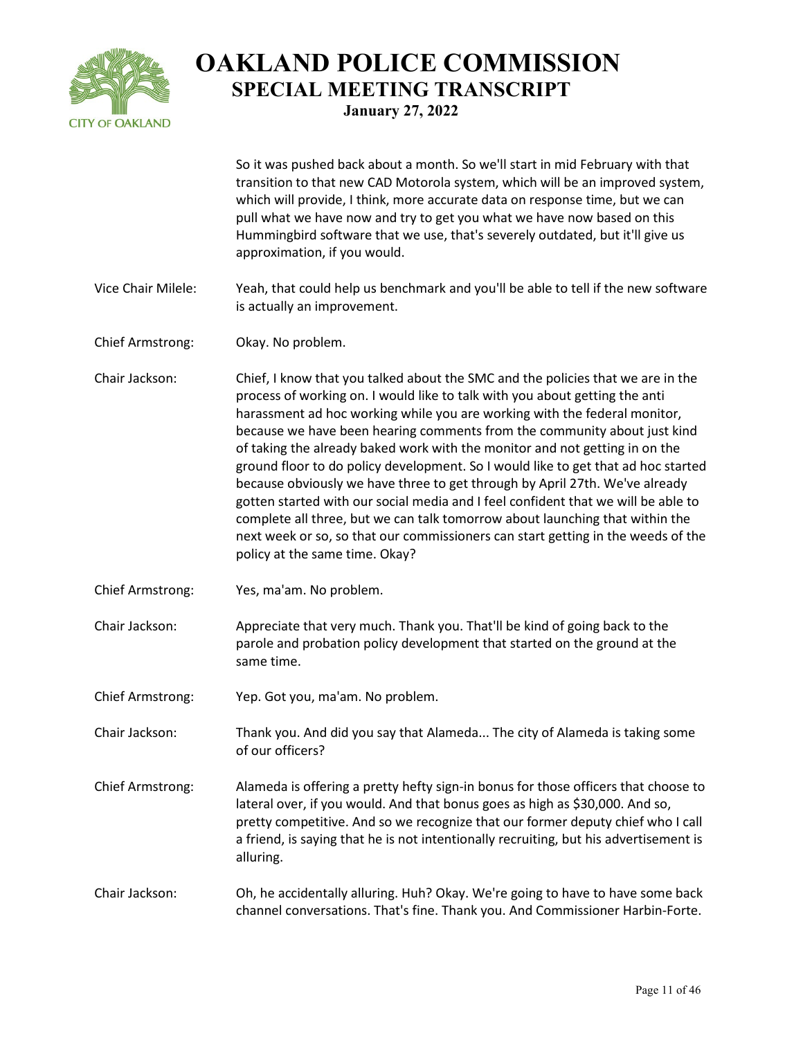So it was pushed back about a month. So we'll start in mid February with that transition to that new CAD Motorola system, which will be an improved system, which will provide, I think, more accurate data on response time, but we can pull what we have now and try to get you what we have now based on this Hummingbird software that we use, that's severely outdated, but it'll give us approximation, if you would.

Vice Chair Milele: Yeah, that could help us benchmark and you'll be able to tell if the new software is actually an improvement.

Chief Armstrong: Okay. No problem.

Chair Jackson: Chief, I know that you talked about the SMC and the policies that we are in the process of working on. I would like to talk with you about getting the anti harassment ad hoc working while you are working with the federal monitor, because we have been hearing comments from the community about just kind of taking the already baked work with the monitor and not getting in on the ground floor to do policy development. So I would like to get that ad hoc started because obviously we have three to get through by April 27th. We've already gotten started with our social media and I feel confident that we will be able to complete all three, but we can talk tomorrow about launching that within the next week or so, so that our commissioners can start getting in the weeds of the policy at the same time. Okay?

Chief Armstrong: Yes, ma'am. No problem.

Chair Jackson: Appreciate that very much. Thank you. That'll be kind of going back to the parole and probation policy development that started on the ground at the same time.

Chief Armstrong: Yep. Got you, ma'am. No problem.

Chair Jackson: Thank you. And did you say that Alameda... The city of Alameda is taking some of our officers?

Chief Armstrong: Alameda is offering a pretty hefty sign-in bonus for those officers that choose to lateral over, if you would. And that bonus goes as high as $30,000. And so, pretty competitive. And so we recognize that our former deputy chief who I call a friend, is saying that he is not intentionally recruiting, but his advertisement is alluring.

Chair Jackson: Oh, he accidentally alluring. Huh? Okay. We're going to have to have some back channel conversations. That's fine. Thank you. And Commissioner Harbin-Forte.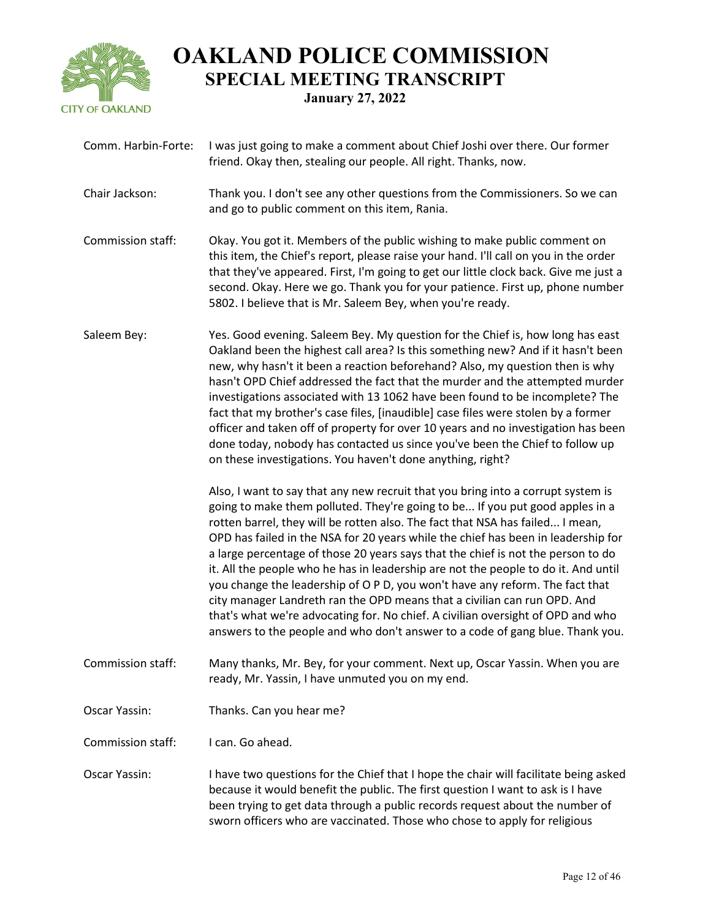**Comm. Harbin-Forte:** I was just going to make a comment about Chief Joshi over there. Our former friend. Okay then, stealing our people. All right. Thanks, now.

**Chair Jackson:** Thank you. I don't see any other questions from the Commissioners. So we can and go to public comment on this item, Rania.

**Commission staff:** Okay. You got it. Members of the public wishing to make public comment on this item, the Chief's report, please raise your hand. I'll call on you in the order that they've appeared. First, I'm going to get our little clock back. Give me just a second. Okay. Here we go. Thank you for your patience. First up, phone number 5802. I believe that is Mr. Saleem Bey, when you're ready.

**Saleem Bey:** Yes. Good evening. Saleem Bey. My question for the Chief is, how long has east Oakland been the highest call area? Is this something new? And if it hasn't been new, why hasn't it been a reaction beforehand? Also, my question then is why hasn't OPD Chief addressed the fact that the murder and the attempted murder investigations associated with 13 1062 have been found to be incomplete? The fact that my brother's case files, [inaudible] case files were stolen by a former officer and taken off of property for over 10 years and no investigation has been done today, nobody has contacted us since you've been the Chief to follow up on these investigations. You haven't done anything, right?

Also, I want to say that any new recruit that you bring into a corrupt system is going to make them polluted. They're going to be... If you put good apples in a rotten barrel, they will be rotten also. The fact that NSA has failed... I mean, OPD has failed in the NSA for 20 years while the chief has been in leadership for a large percentage of those 20 years says that the chief is not the person to do it. All the people who he has in leadership are not the people to do it. And until you change the leadership of O P D, you won't have any reform. The fact that city manager Landreth ran the OPD means that a civilian can run OPD. And that's what we're advocating for. No chief. A civilian oversight of OPD and who answers to the people and who don't answer to a code of gang blue. Thank you.

**Commission staff:** Many thanks, Mr. Bey, for your comment. Next up, Oscar Yassin. When you are ready, Mr. Yassin, I have unmuted you on my end.

**Oscar Yassin:** Thanks. Can you hear me?

**Commission staff:** I can. Go ahead.

**Oscar Yassin:** I have two questions for the Chief that I hope the chair will facilitate being asked because it would benefit the public. The first question I want to ask is I have been trying to get data through a public records request about the number of sworn officers who are vaccinated. Those who chose to apply for religious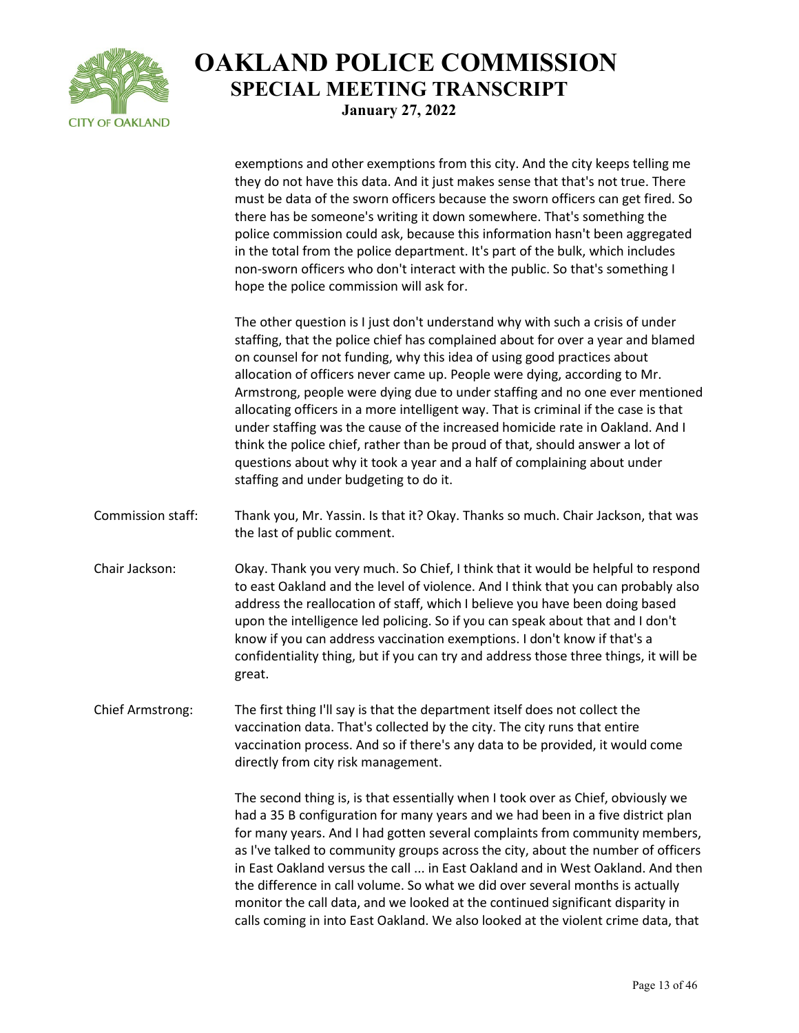exemptions and other exemptions from this city. And the city keeps telling me they do not have this data. And it just makes sense that that's not true. There must be data of the sworn officers because the sworn officers can get fired. So there has be someone's writing it down somewhere. That's something the police commission could ask, because this information hasn't been aggregated in the total from the police department. It's part of the bulk, which includes non-sworn officers who don't interact with the public. So that's something I hope the police commission will ask for.

The other question is I just don't understand why with such a crisis of under staffing, that the police chief has complained about for over a year and blamed on counsel for not funding, why this idea of using good practices about allocation of officers never came up. People were dying, according to Mr. Armstrong, people were dying due to under staffing and no one ever mentioned allocating officers in a more intelligent way. That is criminal if the case is that under staffing was the cause of the increased homicide rate in Oakland. And I think the police chief, rather than be proud of that, should answer a lot of questions about why it took a year and a half of complaining about under staffing and under budgeting to do it.

Commission staff: Thank you, Mr. Yassin. Is that it? Okay. Thanks so much. Chair Jackson, that was the last of public comment.

Chair Jackson: Okay. Thank you very much. So Chief, I think that it would be helpful to respond to east Oakland and the level of violence. And I think that you can probably also address the reallocation of staff, which I believe you have been doing based upon the intelligence led policing. So if you can speak about that and I don't know if you can address vaccination exemptions. I don't know if that's a confidentiality thing, but if you can try and address those three things, it will be great.

Chief Armstrong: The first thing I'll say is that the department itself does not collect the vaccination data. That's collected by the city. The city runs that entire vaccination process. And so if there's any data to be provided, it would come directly from city risk management.

The second thing is, is that essentially when I took over as Chief, obviously we had a 35 B configuration for many years and we had been in a five district plan for many years. And I had gotten several complaints from community members, as I've talked to community groups across the city, about the number of officers in East Oakland versus the call ... in East Oakland and in West Oakland. And then the difference in call volume. So what we did over several months is actually monitor the call data, and we looked at the continued significant disparity in calls coming in into East Oakland. We also looked at the violent crime data, that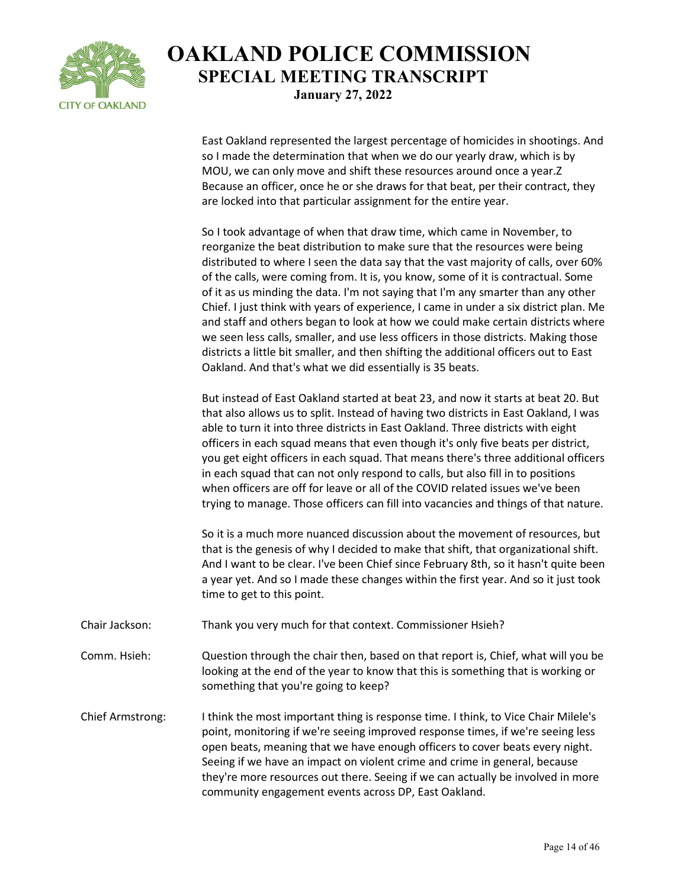East Oakland represented the largest percentage of homicides in shootings. And so I made the determination that when we do our yearly draw, which is by MOU, we can only move and shift these resources around once a year.Z Because an officer, once he or she draws for that beat, per their contract, they are locked into that particular assignment for the entire year.

So I took advantage of when that draw time, which came in November, to reorganize the beat distribution to make sure that the resources were being distributed to where I seen the data say that the vast majority of calls, over 60% of the calls, were coming from. It is, you know, some of it is contractual. Some of it as us minding the data. I'm not saying that I'm any smarter than any other Chief. I just think with years of experience, I came in under a six district plan. Me and staff and others began to look at how we could make certain districts where we seen less calls, smaller, and use less officers in those districts. Making those districts a little bit smaller, and then shifting the additional officers out to East Oakland. And that's what we did essentially is 35 beats.

But instead of East Oakland started at beat 23, and now it starts at beat 20. But that also allows us to split. Instead of having two districts in East Oakland, I was able to turn it into three districts in East Oakland. Three districts with eight officers in each squad means that even though it's only five beats per district, you get eight officers in each squad. That means there's three additional officers in each squad that can not only respond to calls, but also fill in to positions when officers are off for leave or all of the COVID related issues we've been trying to manage. Those officers can fill into vacancies and things of that nature.

So it is a much more nuanced discussion about the movement of resources, but that is the genesis of why I decided to make that shift, that organizational shift. And I want to be clear. I've been Chief since February 8th, so it hasn't quite been a year yet. And so I made these changes within the first year. And so it just took time to get to this point.

Chair Jackson: Thank you very much for that context. Commissioner Hsieh?

Comm. Hsieh: Question through the chair then, based on that report is, Chief, what will you be looking at the end of the year to know that this is something that is working or something that you're going to keep?

Chief Armstrong: I think the most important thing is response time. I think, to Vice Chair Milele's point, monitoring if we're seeing improved response times, if we're seeing less open beats, meaning that we have enough officers to cover beats every night. Seeing if we have an impact on violent crime and crime in general, because they're more resources out there. Seeing if we can actually be involved in more community engagement events across DP, East Oakland.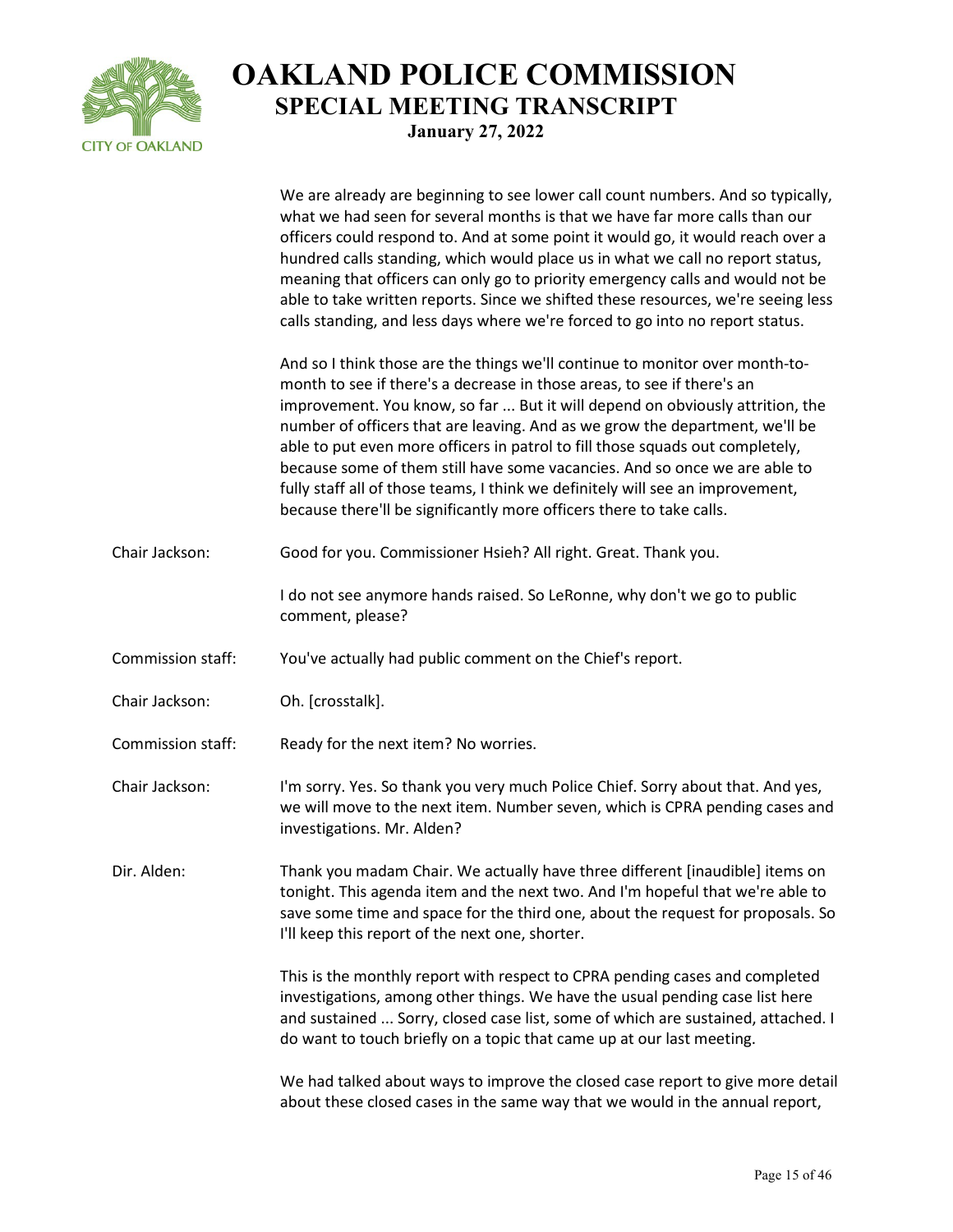| | |
|---|---|
| | We are already are beginning to see lower call count numbers. And so typically, what we had seen for several months is that we have far more calls than our officers could respond to. And at some point it would go, it would reach over a hundred calls standing, which would place us in what we call no report status, meaning that officers can only go to priority emergency calls and would not be able to take written reports. Since we shifted these resources, we're seeing less calls standing, and less days where we're forced to go into no report status. |
| | And so I think those are the things we'll continue to monitor over month-to-month to see if there's a decrease in those areas, to see if there's an improvement. You know, so far ... But it will depend on obviously attrition, the number of officers that are leaving. And as we grow the department, we'll be able to put even more officers in patrol to fill those squads out completely, because some of them still have some vacancies. And so once we are able to fully staff all of those teams, I think we definitely will see an improvement, because there'll be significantly more officers there to take calls. |
| Chair Jackson: | Good for you. Commissioner Hsieh? All right. Great. Thank you. |
| | I do not see anymore hands raised. So LeRonne, why don't we go to public comment, please? |
| Commission staff: | You've actually had public comment on the Chief's report. |
| Chair Jackson: | Oh. [crosstalk]. |
| Commission staff: | Ready for the next item? No worries. |
| Chair Jackson: | I'm sorry. Yes. So thank you very much Police Chief. Sorry about that. And yes, we will move to the next item. Number seven, which is CPRA pending cases and investigations. Mr. Alden? |
| Dir. Alden: | Thank you madam Chair. We actually have three different [inaudible] items on tonight. This agenda item and the next two. And I'm hopeful that we're able to save some time and space for the third one, about the request for proposals. So I'll keep this report of the next one, shorter. |
| | This is the monthly report with respect to CPRA pending cases and completed investigations, among other things. We have the usual pending case list here and sustained ... Sorry, closed case list, some of which are sustained, attached. I do want to touch briefly on a topic that came up at our last meeting. |
| | We had talked about ways to improve the closed case report to give more detail about these closed cases in the same way that we would in the annual report, |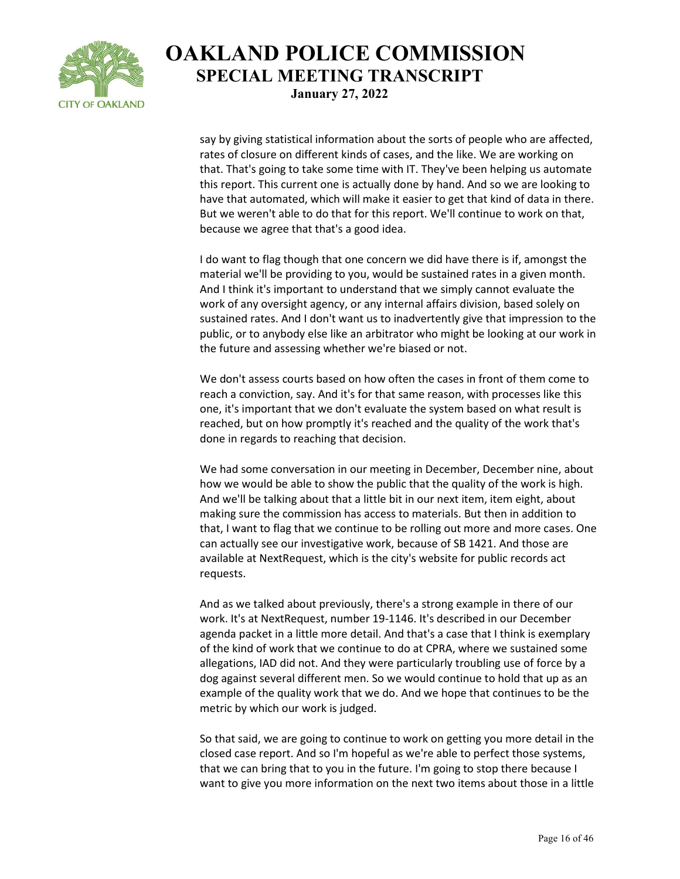say by giving statistical information about the sorts of people who are affected, rates of closure on different kinds of cases, and the like. We are working on that. That's going to take some time with IT. They've been helping us automate this report. This current one is actually done by hand. And so we are looking to have that automated, which will make it easier to get that kind of data in there. But we weren't able to do that for this report. We'll continue to work on that, because we agree that that's a good idea.

I do want to flag though that one concern we did have there is if, amongst the material we'll be providing to you, would be sustained rates in a given month. And I think it's important to understand that we simply cannot evaluate the work of any oversight agency, or any internal affairs division, based solely on sustained rates. And I don't want us to inadvertently give that impression to the public, or to anybody else like an arbitrator who might be looking at our work in the future and assessing whether we're biased or not.

We don't assess courts based on how often the cases in front of them come to reach a conviction, say. And it's for that same reason, with processes like this one, it's important that we don't evaluate the system based on what result is reached, but on how promptly it's reached and the quality of the work that's done in regards to reaching that decision.

We had some conversation in our meeting in December, December nine, about how we would be able to show the public that the quality of the work is high. And we'll be talking about that a little bit in our next item, item eight, about making sure the commission has access to materials. But then in addition to that, I want to flag that we continue to be rolling out more and more cases. One can actually see our investigative work, because of SB 1421. And those are available at NextRequest, which is the city's website for public records act requests.

And as we talked about previously, there's a strong example in there of our work. It's at NextRequest, number 19-1146. It's described in our December agenda packet in a little more detail. And that's a case that I think is exemplary of the kind of work that we continue to do at CPRA, where we sustained some allegations, IAD did not. And they were particularly troubling use of force by a dog against several different men. So we would continue to hold that up as an example of the quality work that we do. And we hope that continues to be the metric by which our work is judged.

So that said, we are going to continue to work on getting you more detail in the closed case report. And so I'm hopeful as we're able to perfect those systems, that we can bring that to you in the future. I'm going to stop there because I want to give you more information on the next two items about those in a little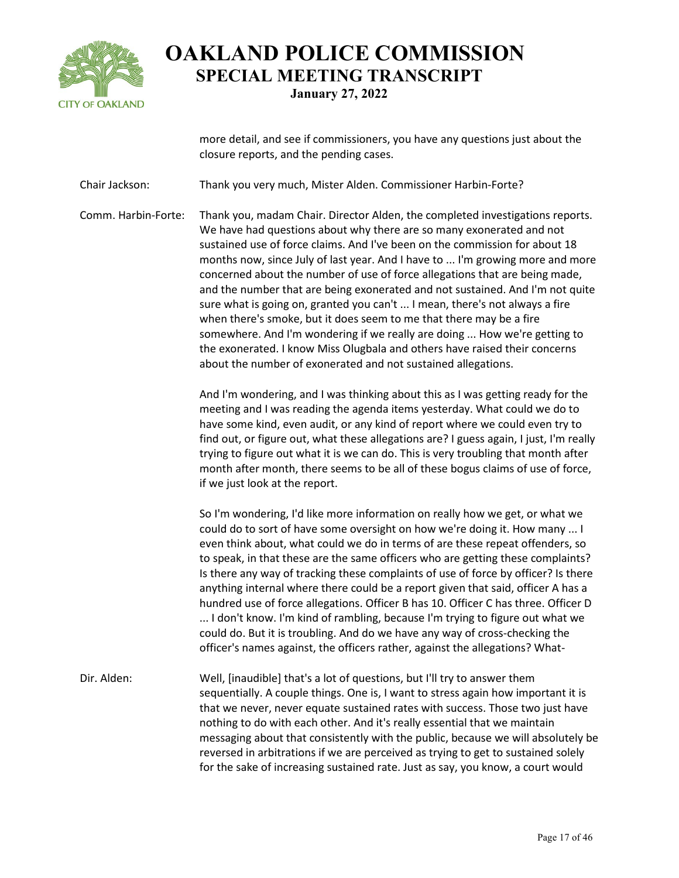more detail, and see if commissioners, you have any questions just about the closure reports, and the pending cases.

Chair Jackson: Thank you very much, Mister Alden. Commissioner Harbin-Forte?

Comm. Harbin-Forte: Thank you, madam Chair. Director Alden, the completed investigations reports. We have had questions about why there are so many exonerated and not sustained use of force claims. And I've been on the commission for about 18 months now, since July of last year. And I have to ... I'm growing more and more concerned about the number of use of force allegations that are being made, and the number that are being exonerated and not sustained. And I'm not quite sure what is going on, granted you can't ... I mean, there's not always a fire when there's smoke, but it does seem to me that there may be a fire somewhere. And I'm wondering if we really are doing ... How we're getting to the exonerated. I know Miss Olugbala and others have raised their concerns about the number of exonerated and not sustained allegations.

And I'm wondering, and I was thinking about this as I was getting ready for the meeting and I was reading the agenda items yesterday. What could we do to have some kind, even audit, or any kind of report where we could even try to find out, or figure out, what these allegations are? I guess again, I just, I'm really trying to figure out what it is we can do. This is very troubling that month after month after month, there seems to be all of these bogus claims of use of force, if we just look at the report.

So I'm wondering, I'd like more information on really how we get, or what we could do to sort of have some oversight on how we're doing it. How many ... I even think about, what could we do in terms of are these repeat offenders, so to speak, in that these are the same officers who are getting these complaints? Is there any way of tracking these complaints of use of force by officer? Is there anything internal where there could be a report given that said, officer A has a hundred use of force allegations. Officer B has 10. Officer C has three. Officer D ... I don't know. I'm kind of rambling, because I'm trying to figure out what we could do. But it is troubling. And do we have any way of cross-checking the officer's names against, the officers rather, against the allegations? What-

Dir. Alden: Well, [inaudible] that's a lot of questions, but I'll try to answer them sequentially. A couple things. One is, I want to stress again how important it is that we never, never equate sustained rates with success. Those two just have nothing to do with each other. And it's really essential that we maintain messaging about that consistently with the public, because we will absolutely be reversed in arbitrations if we are perceived as trying to get to sustained solely for the sake of increasing sustained rate. Just as say, you know, a court would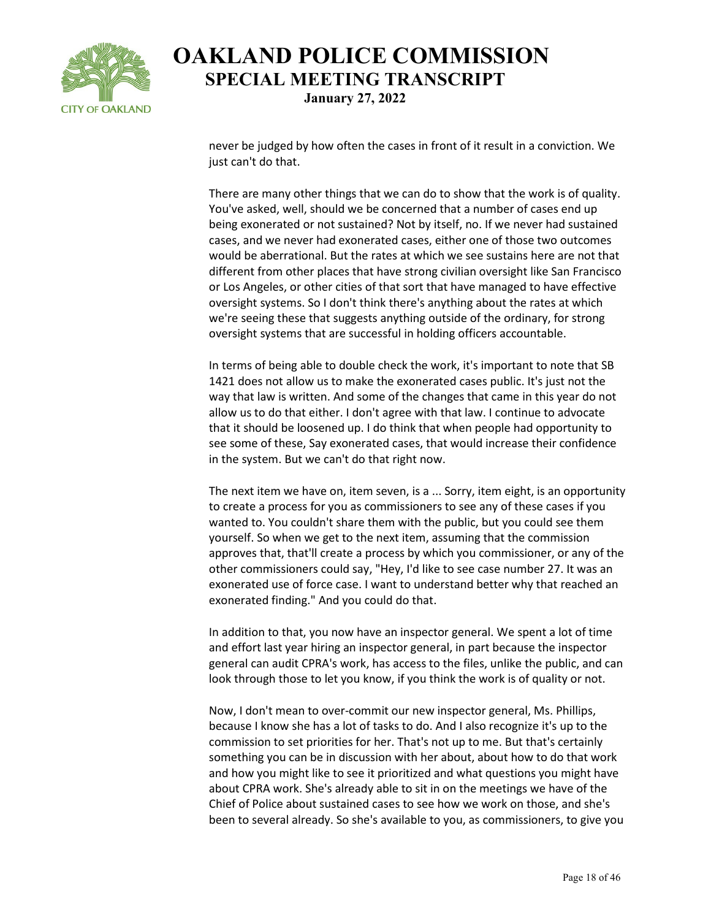never be judged by how often the cases in front of it result in a conviction. We just can't do that.

There are many other things that we can do to show that the work is of quality. You've asked, well, should we be concerned that a number of cases end up being exonerated or not sustained? Not by itself, no. If we never had sustained cases, and we never had exonerated cases, either one of those two outcomes would be aberrational. But the rates at which we see sustains here are not that different from other places that have strong civilian oversight like San Francisco or Los Angeles, or other cities of that sort that have managed to have effective oversight systems. So I don't think there's anything about the rates at which we're seeing these that suggests anything outside of the ordinary, for strong oversight systems that are successful in holding officers accountable.

In terms of being able to double check the work, it's important to note that SB 1421 does not allow us to make the exonerated cases public. It's just not the way that law is written. And some of the changes that came in this year do not allow us to do that either. I don't agree with that law. I continue to advocate that it should be loosened up. I do think that when people had opportunity to see some of these, Say exonerated cases, that would increase their confidence in the system. But we can't do that right now.

The next item we have on, item seven, is a ... Sorry, item eight, is an opportunity to create a process for you as commissioners to see any of these cases if you wanted to. You couldn't share them with the public, but you could see them yourself. So when we get to the next item, assuming that the commission approves that, that'll create a process by which you commissioner, or any of the other commissioners could say, "Hey, I'd like to see case number 27. It was an exonerated use of force case. I want to understand better why that reached an exonerated finding." And you could do that.

In addition to that, you now have an inspector general. We spent a lot of time and effort last year hiring an inspector general, in part because the inspector general can audit CPRA's work, has access to the files, unlike the public, and can look through those to let you know, if you think the work is of quality or not.

Now, I don't mean to over-commit our new inspector general, Ms. Phillips, because I know she has a lot of tasks to do. And I also recognize it's up to the commission to set priorities for her. That's not up to me. But that's certainly something you can be in discussion with her about, about how to do that work and how you might like to see it prioritized and what questions you might have about CPRA work. She's already able to sit in on the meetings we have of the Chief of Police about sustained cases to see how we work on those, and she's been to several already. So she's available to you, as commissioners, to give you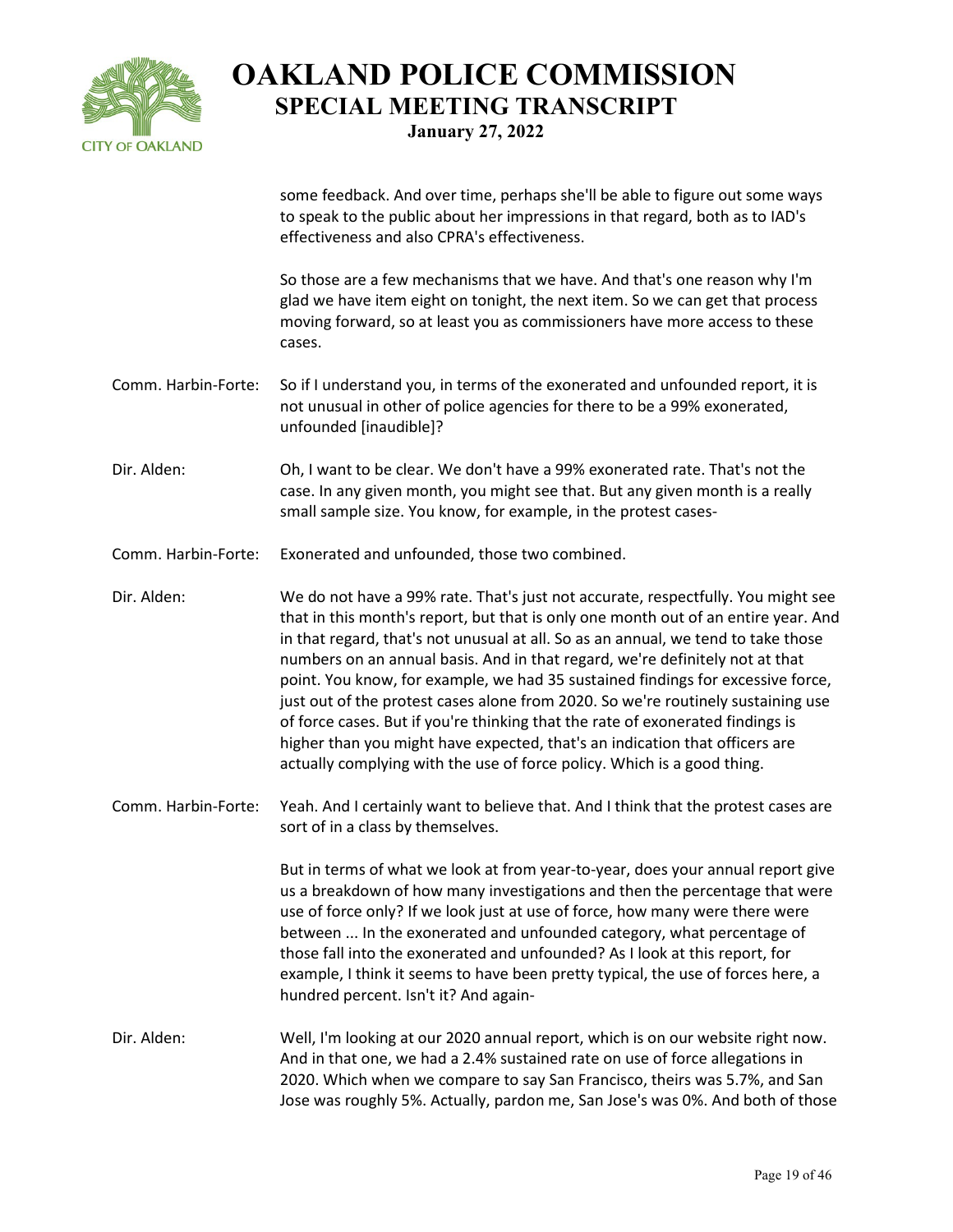some feedback. And over time, perhaps she'll be able to figure out some ways to speak to the public about her impressions in that regard, both as to IAD's effectiveness and also CPRA's effectiveness.

So those are a few mechanisms that we have. And that's one reason why I'm glad we have item eight on tonight, the next item. So we can get that process moving forward, so at least you as commissioners have more access to these cases.

Comm. Harbin-Forte: So if I understand you, in terms of the exonerated and unfounded report, it is not unusual in other of police agencies for there to be a 99% exonerated, unfounded [inaudible]?

Dir. Alden: Oh, I want to be clear. We don't have a 99% exonerated rate. That's not the case. In any given month, you might see that. But any given month is a really small sample size. You know, for example, in the protest cases-

Comm. Harbin-Forte: Exonerated and unfounded, those two combined.

Dir. Alden: We do not have a 99% rate. That's just not accurate, respectfully. You might see that in this month's report, but that is only one month out of an entire year. And in that regard, that's not unusual at all. So as an annual, we tend to take those numbers on an annual basis. And in that regard, we're definitely not at that point. You know, for example, we had 35 sustained findings for excessive force, just out of the protest cases alone from 2020. So we're routinely sustaining use of force cases. But if you're thinking that the rate of exonerated findings is higher than you might have expected, that's an indication that officers are actually complying with the use of force policy. Which is a good thing.

Comm. Harbin-Forte: Yeah. And I certainly want to believe that. And I think that the protest cases are sort of in a class by themselves.

But in terms of what we look at from year-to-year, does your annual report give us a breakdown of how many investigations and then the percentage that were use of force only? If we look just at use of force, how many were there were between ... In the exonerated and unfounded category, what percentage of those fall into the exonerated and unfounded? As I look at this report, for example, I think it seems to have been pretty typical, the use of forces here, a hundred percent. Isn't it? And again-

Dir. Alden: Well, I'm looking at our 2020 annual report, which is on our website right now. And in that one, we had a 2.4% sustained rate on use of force allegations in 2020. Which when we compare to say San Francisco, theirs was 5.7%, and San Jose was roughly 5%. Actually, pardon me, San Jose's was 0%. And both of those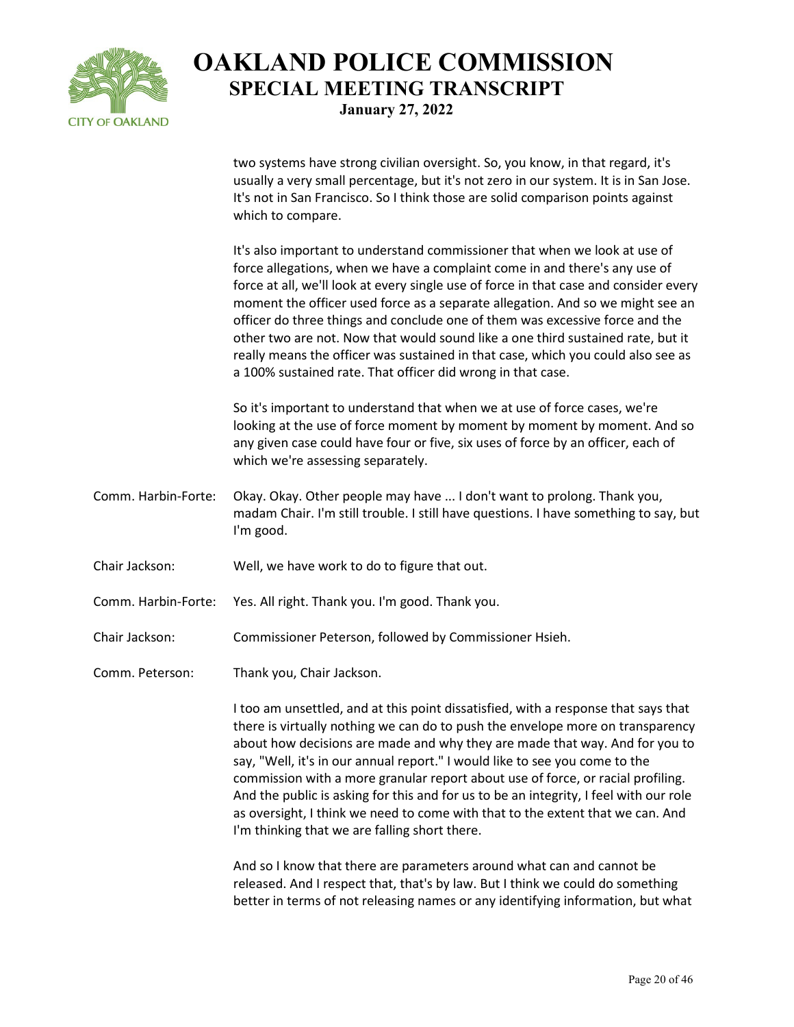two systems have strong civilian oversight. So, you know, in that regard, it's usually a very small percentage, but it's not zero in our system. It is in San Jose. It's not in San Francisco. So I think those are solid comparison points against which to compare.

It's also important to understand commissioner that when we look at use of force allegations, when we have a complaint come in and there's any use of force at all, we'll look at every single use of force in that case and consider every moment the officer used force as a separate allegation. And so we might see an officer do three things and conclude one of them was excessive force and the other two are not. Now that would sound like a one third sustained rate, but it really means the officer was sustained in that case, which you could also see as a 100% sustained rate. That officer did wrong in that case.

So it's important to understand that when we at use of force cases, we're looking at the use of force moment by moment by moment. And so any given case could have four or five, six uses of force by an officer, each of which we're assessing separately.

Comm. Harbin-Forte: Okay. Okay. Other people may have ... I don't want to prolong. Thank you, madam Chair. I'm still trouble. I still have questions. I have something to say, but I'm good.

Chair Jackson: Well, we have work to do to figure that out.

Comm. Harbin-Forte: Yes. All right. Thank you. I'm good. Thank you.

Chair Jackson: Commissioner Peterson, followed by Commissioner Hsieh.

Comm. Peterson: Thank you, Chair Jackson.

I too am unsettled, and at this point dissatisfied, with a response that says that there is virtually nothing we can do to push the envelope more on transparency about how decisions are made and why they are made that way. And for you to say, "Well, it's in our annual report." I would like to see you come to the commission with a more granular report about use of force, or racial profiling. And the public is asking for this and for us to be an integrity, I feel with our role as oversight, I think we need to come with that to the extent that we can. And I'm thinking that we are falling short there.

And so I know that there are parameters around what can and cannot be released. And I respect that, that's by law. But I think we could do something better in terms of not releasing names or any identifying information, but what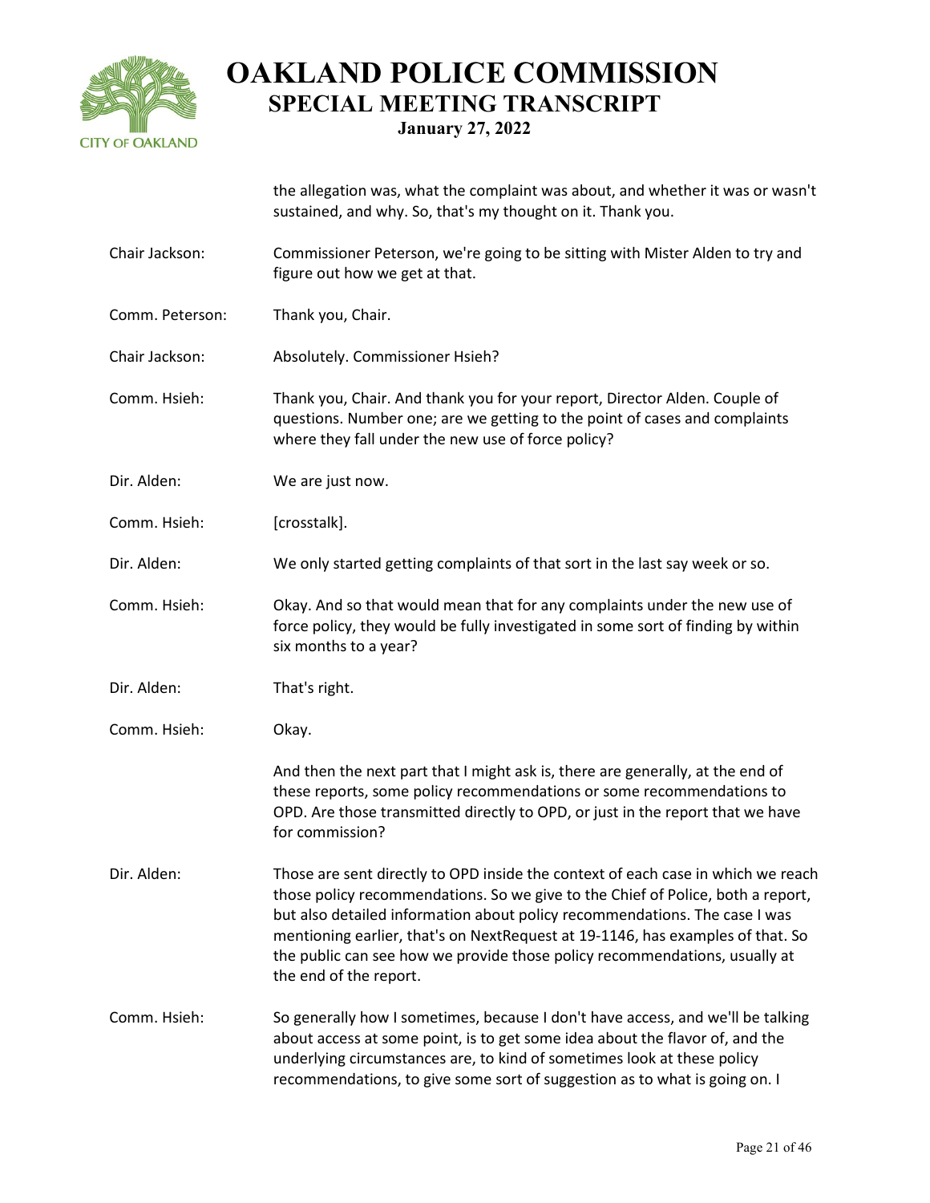the allegation was, what the complaint was about, and whether it was or wasn't sustained, and why. So, that's my thought on it. Thank you.

| | |
|---|---|
| Chair Jackson: | Commissioner Peterson, we're going to be sitting with Mister Alden to try and figure out how we get at that. |
| Comm. Peterson: | Thank you, Chair. |
| Chair Jackson: | Absolutely. Commissioner Hsieh? |
| Comm. Hsieh: | Thank you, Chair. And thank you for your report, Director Alden. Couple of questions. Number one; are we getting to the point of cases and complaints where they fall under the new use of force policy? |
| Dir. Alden: | We are just now. |
| Comm. Hsieh: | [crosstalk]. |
| Dir. Alden: | We only started getting complaints of that sort in the last say week or so. |
| Comm. Hsieh: | Okay. And so that would mean that for any complaints under the new use of force policy, they would be fully investigated in some sort of finding by within six months to a year? |
| Dir. Alden: | That's right. |
| Comm. Hsieh: | Okay. |
| | And then the next part that I might ask is, there are generally, at the end of these reports, some policy recommendations or some recommendations to OPD. Are those transmitted directly to OPD, or just in the report that we have for commission? |
| Dir. Alden: | Those are sent directly to OPD inside the context of each case in which we reach those policy recommendations. So we give to the Chief of Police, both a report, but also detailed information about policy recommendations. The case I was mentioning earlier, that's on NextRequest at 19-1146, has examples of that. So the public can see how we provide those policy recommendations, usually at the end of the report. |
| Comm. Hsieh: | So generally how I sometimes, because I don't have access, and we'll be talking about access at some point, is to get some idea about the flavor of, and the underlying circumstances are, to kind of sometimes look at these policy recommendations, to give some sort of suggestion as to what is going on. I |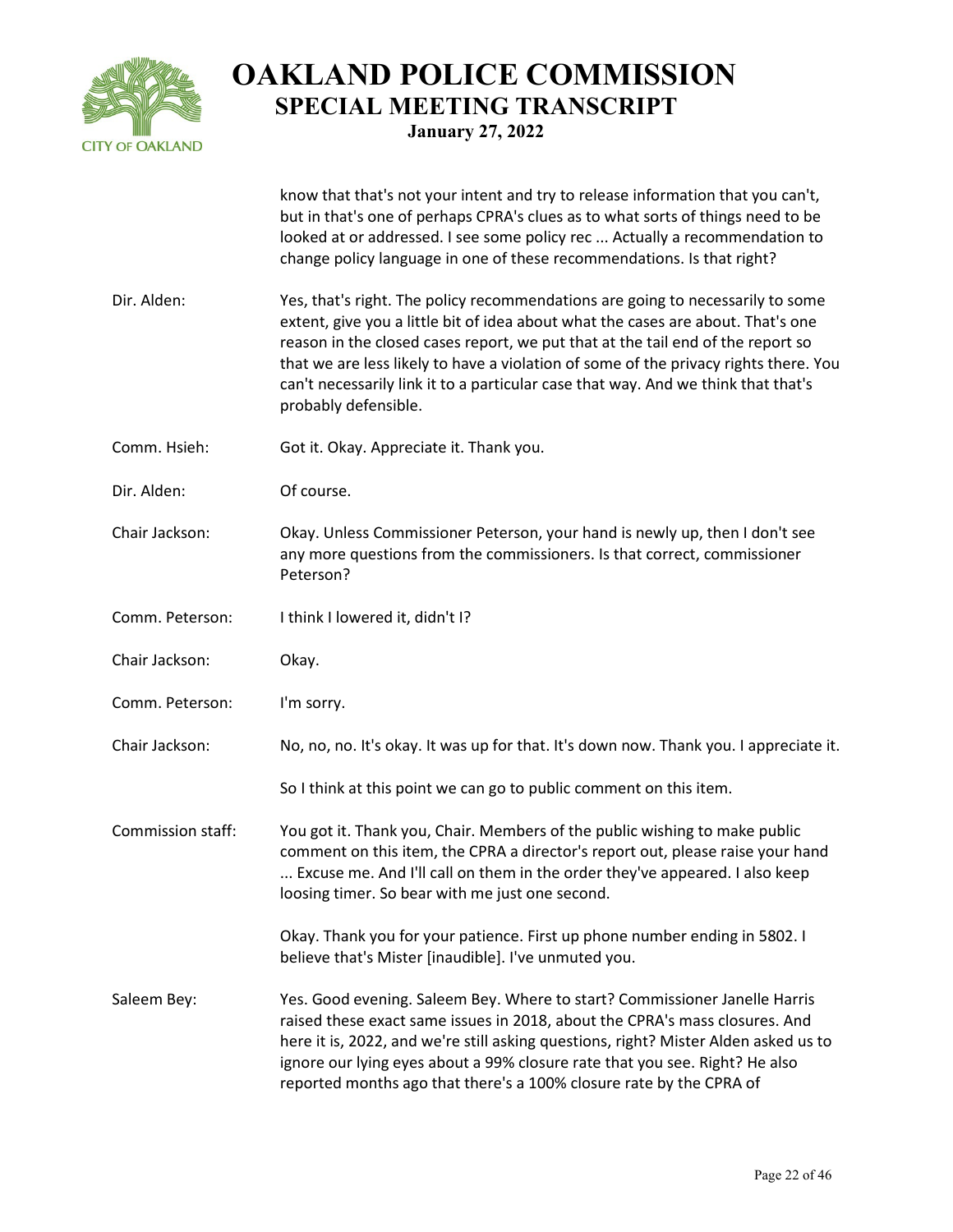know that that's not your intent and try to release information that you can't, but in that's one of perhaps CPRA's clues as to what sorts of things need to be looked at or addressed. I see some policy rec ... Actually a recommendation to change policy language in one of these recommendations. Is that right?

**Dir. Alden:** Yes, that's right. The policy recommendations are going to necessarily to some extent, give you a little bit of idea about what the cases are about. That's one reason in the closed cases report, we put that at the tail end of the report so that we are less likely to have a violation of some of the privacy rights there. You can't necessarily link it to a particular case that way. And we think that that's probably defensible.

**Comm. Hsieh:** Got it. Okay. Appreciate it. Thank you.

**Dir. Alden:** Of course.

**Chair Jackson:** Okay. Unless Commissioner Peterson, your hand is newly up, then I don't see any more questions from the commissioners. Is that correct, commissioner Peterson?

**Comm. Peterson:** I think I lowered it, didn't I?

**Chair Jackson:** Okay.

**Comm. Peterson:** I'm sorry.

**Chair Jackson:** No, no, no. It's okay. It was up for that. It's down now. Thank you. I appreciate it.

So I think at this point we can go to public comment on this item.

**Commission staff:** You got it. Thank you, Chair. Members of the public wishing to make public comment on this item, the CPRA a director's report out, please raise your hand ... Excuse me. And I'll call on them in the order they've appeared. I also keep loosing timer. So bear with me just one second.

Okay. Thank you for your patience. First up phone number ending in 5802. I believe that's Mister [inaudible]. I've unmuted you.

**Saleem Bey:** Yes. Good evening. Saleem Bey. Where to start? Commissioner Janelle Harris raised these exact same issues in 2018, about the CPRA's mass closures. And here it is, 2022, and we're still asking questions, right? Mister Alden asked us to ignore our lying eyes about a 99% closure rate that you see. Right? He also reported months ago that there's a 100% closure rate by the CPRA of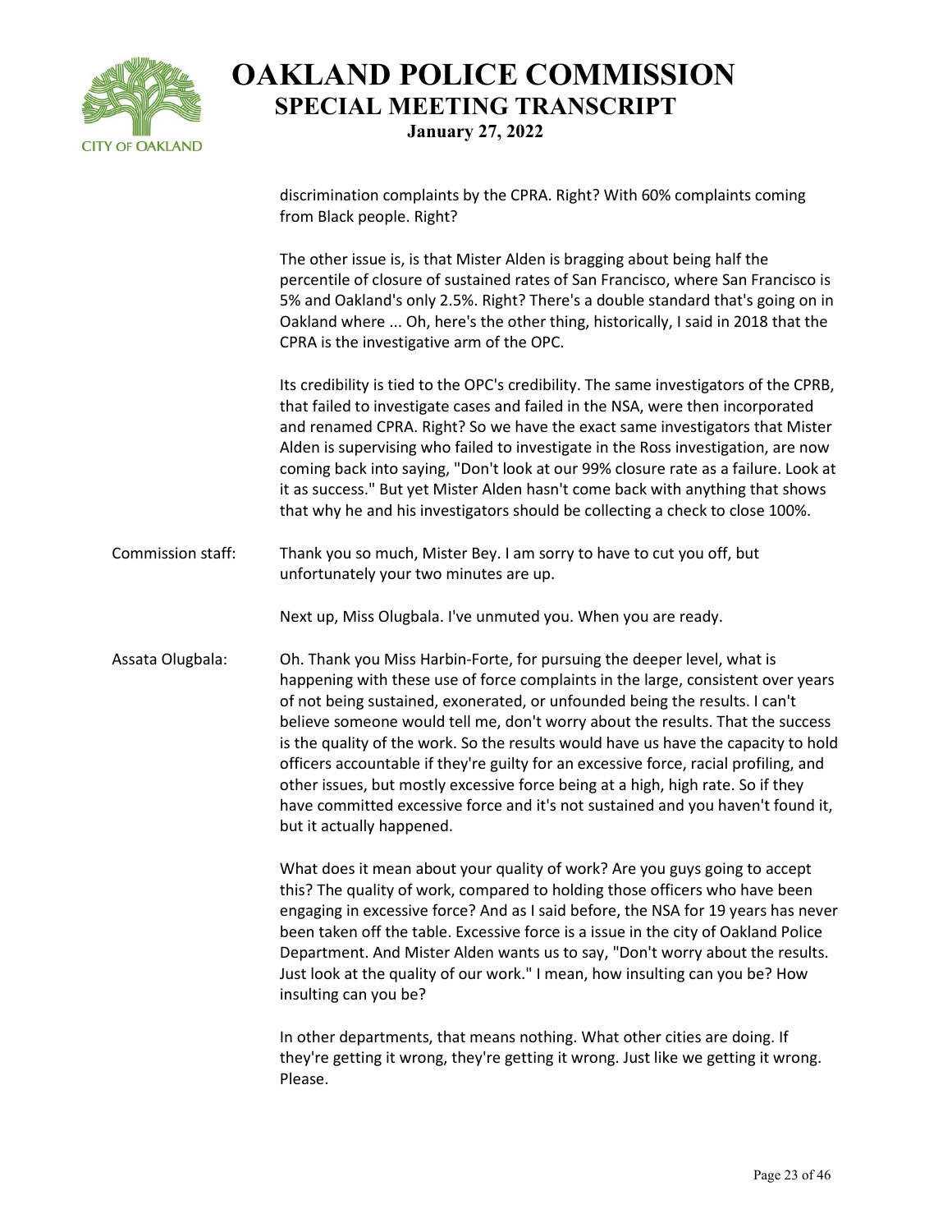discrimination complaints by the CPRA. Right? With 60% complaints coming from Black people. Right?

The other issue is, is that Mister Alden is bragging about being half the percentile of closure of sustained rates of San Francisco, where San Francisco is 5% and Oakland's only 2.5%. Right? There's a double standard that's going on in Oakland where ... Oh, here's the other thing, historically, I said in 2018 that the CPRA is the investigative arm of the OPC.

Its credibility is tied to the OPC's credibility. The same investigators of the CPRB, that failed to investigate cases and failed in the NSA, were then incorporated and renamed CPRA. Right? So we have the exact same investigators that Mister Alden is supervising who failed to investigate in the Ross investigation, are now coming back into saying, "Don't look at our 99% closure rate as a failure. Look at it as success." But yet Mister Alden hasn't come back with anything that shows that why he and his investigators should be collecting a check to close 100%.

**Commission staff:** Thank you so much, Mister Bey. I am sorry to have to cut you off, but unfortunately your two minutes are up.

Next up, Miss Olugbala. I've unmuted you. When you are ready.

**Assata Olugbala:** Oh. Thank you Miss Harbin-Forte, for pursuing the deeper level, what is happening with these use of force complaints in the large, consistent over years of not being sustained, exonerated, or unfounded being the results. I can't believe someone would tell me, don't worry about the results. That the success is the quality of the work. So the results would have us have the capacity to hold officers accountable if they're guilty for an excessive force, racial profiling, and other issues, but mostly excessive force being at a high, high rate. So if they have committed excessive force and it's not sustained and you haven't found it, but it actually happened.

What does it mean about your quality of work? Are you guys going to accept this? The quality of work, compared to holding those officers who have been engaging in excessive force? And as I said before, the NSA for 19 years has never been taken off the table. Excessive force is a issue in the city of Oakland Police Department. And Mister Alden wants us to say, "Don't worry about the results. Just look at the quality of our work." I mean, how insulting can you be? How insulting can you be?

In other departments, that means nothing. What other cities are doing. If they're getting it wrong, they're getting it wrong. Just like we getting it wrong. Please.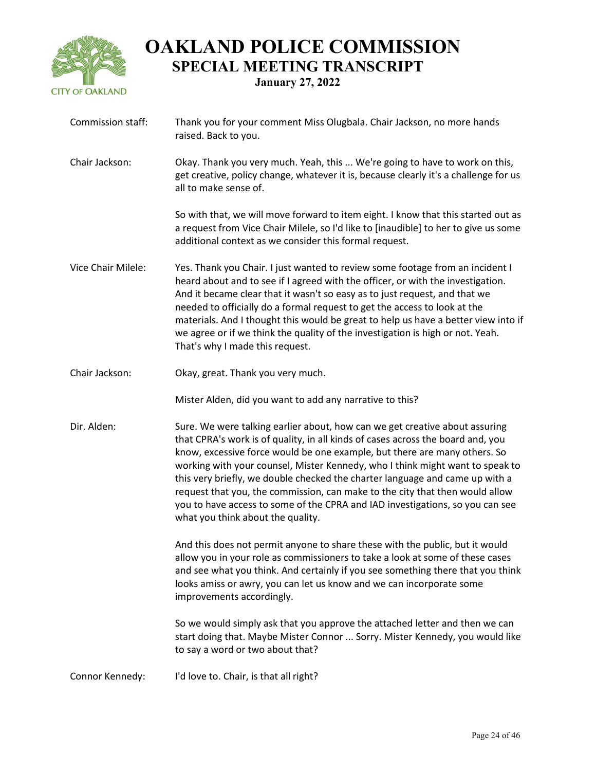**Commission staff:** Thank you for your comment Miss Olugbala. Chair Jackson, no more hands raised. Back to you.

**Chair Jackson:** Okay. Thank you very much. Yeah, this ... We're going to have to work on this, get creative, policy change, whatever it is, because clearly it's a challenge for us all to make sense of.

So with that, we will move forward to item eight. I know that this started out as a request from Vice Chair Milele, so I'd like to [inaudible] to her to give us some additional context as we consider this formal request.

**Vice Chair Milele:** Yes. Thank you Chair. I just wanted to review some footage from an incident I heard about and to see if I agreed with the officer, or with the investigation. And it became clear that it wasn't so easy as to just request, and that we needed to officially do a formal request to get the access to look at the materials. And I thought this would be great to help us have a better view into if we agree or if we think the quality of the investigation is high or not. Yeah. That's why I made this request.

**Chair Jackson:** Okay, great. Thank you very much.

Mister Alden, did you want to add any narrative to this?

**Dir. Alden:** Sure. We were talking earlier about, how can we get creative about assuring that CPRA's work is of quality, in all kinds of cases across the board and, you know, excessive force would be one example, but there are many others. So working with your counsel, Mister Kennedy, who I think might want to speak to this very briefly, we double checked the charter language and came up with a request that you, the commission, can make to the city that then would allow you to have access to some of the CPRA and IAD investigations, so you can see what you think about the quality.

And this does not permit anyone to share these with the public, but it would allow you in your role as commissioners to take a look at some of these cases and see what you think. And certainly if you see something there that you think looks amiss or awry, you can let us know and we can incorporate some improvements accordingly.

So we would simply ask that you approve the attached letter and then we can start doing that. Maybe Mister Connor ... Sorry. Mister Kennedy, you would like to say a word or two about that?

**Connor Kennedy:** I'd love to. Chair, is that all right?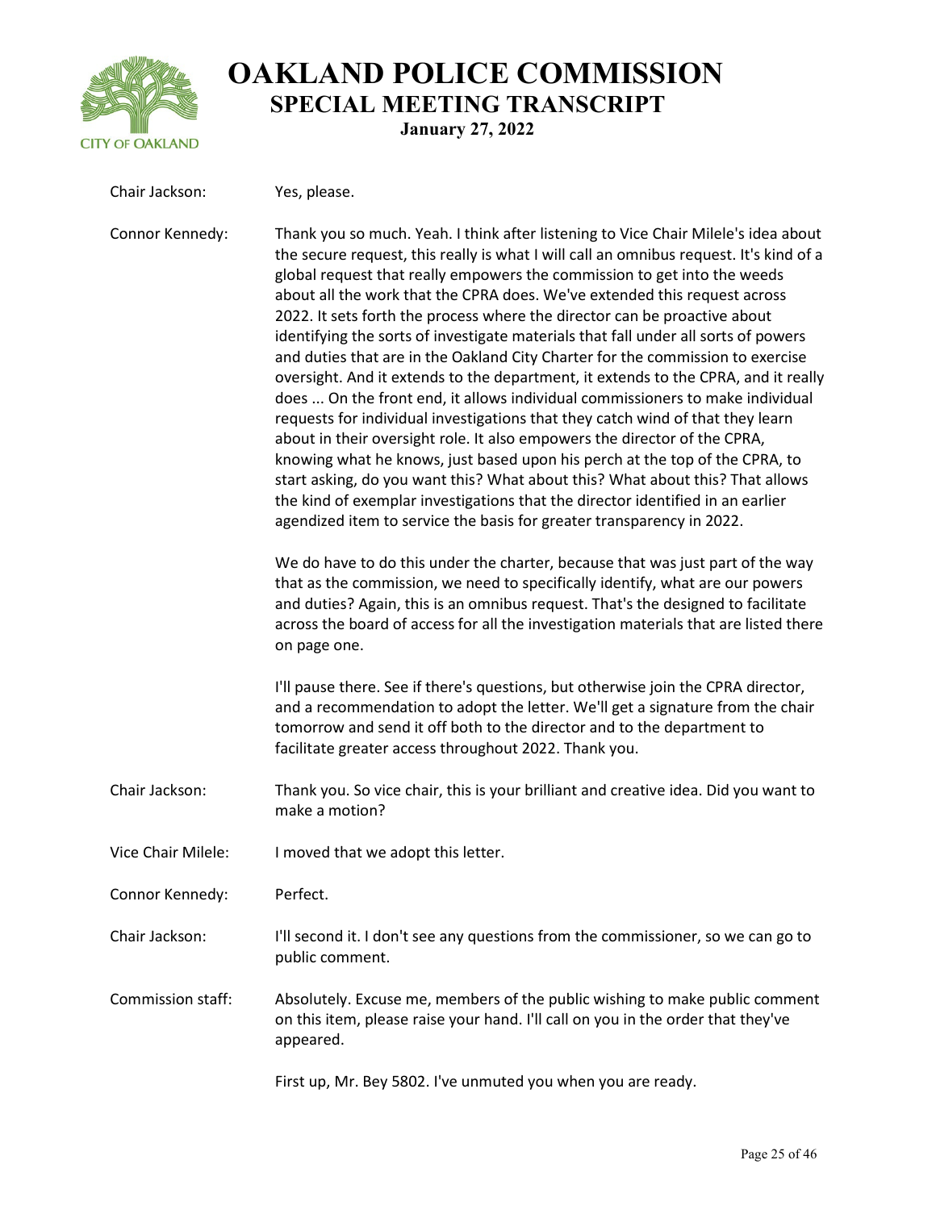Chair Jackson: Yes, please.

Connor Kennedy: Thank you so much. Yeah. I think after listening to Vice Chair Milele's idea about the secure request, this really is what I will call an omnibus request. It's kind of a global request that really empowers the commission to get into the weeds about all the work that the CPRA does. We've extended this request across 2022. It sets forth the process where the director can be proactive about identifying the sorts of investigate materials that fall under all sorts of powers and duties that are in the Oakland City Charter for the commission to exercise oversight. And it extends to the department, it extends to the CPRA, and it really does ... On the front end, it allows individual commissioners to make individual requests for individual investigations that they catch wind of that they learn about in their oversight role. It also empowers the director of the CPRA, knowing what he knows, just based upon his perch at the top of the CPRA, to start asking, do you want this? What about this? What about this? That allows the kind of exemplar investigations that the director identified in an earlier agendized item to service the basis for greater transparency in 2022.

We do have to do this under the charter, because that was just part of the way that as the commission, we need to specifically identify, what are our powers and duties? Again, this is an omnibus request. That's the designed to facilitate across the board of access for all the investigation materials that are listed there on page one.

I'll pause there. See if there's questions, but otherwise join the CPRA director, and a recommendation to adopt the letter. We'll get a signature from the chair tomorrow and send it off both to the director and to the department to facilitate greater access throughout 2022. Thank you.

Chair Jackson: Thank you. So vice chair, this is your brilliant and creative idea. Did you want to make a motion?

Vice Chair Milele: I moved that we adopt this letter.

Connor Kennedy: Perfect.

Chair Jackson: I'll second it. I don't see any questions from the commissioner, so we can go to public comment.

Commission staff: Absolutely. Excuse me, members of the public wishing to make public comment on this item, please raise your hand. I'll call on you in the order that they've appeared.

First up, Mr. Bey 5802. I've unmuted you when you are ready.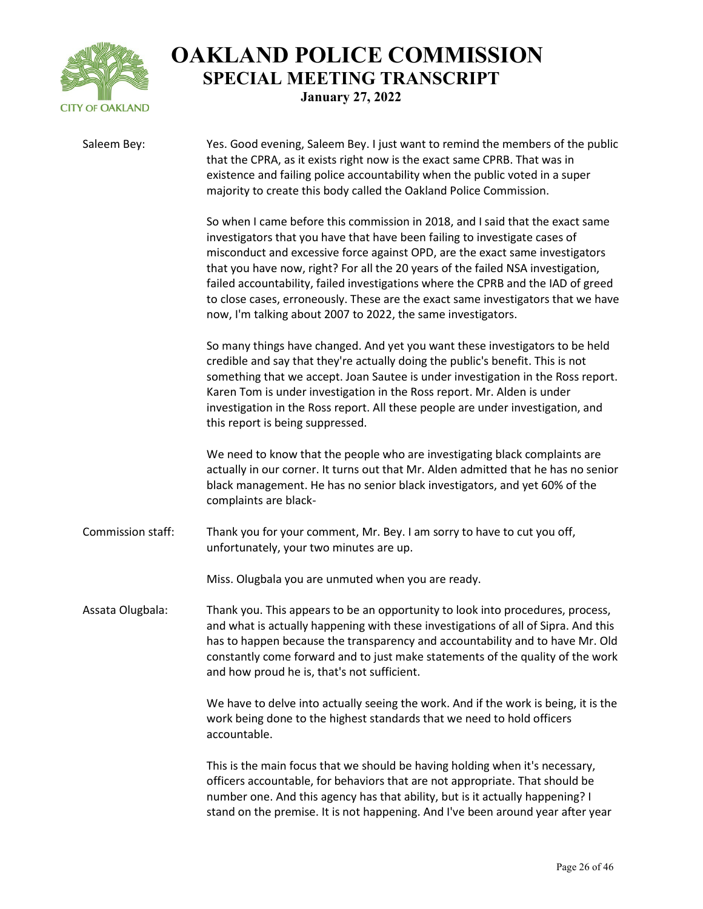**Saleem Bey:** Yes. Good evening, Saleem Bey. I just want to remind the members of the public that the CPRA, as it exists right now is the exact same CPRB. That was in existence and failing police accountability when the public voted in a super majority to create this body called the Oakland Police Commission.

So when I came before this commission in 2018, and I said that the exact same investigators that you have that have been failing to investigate cases of misconduct and excessive force against OPD, are the exact same investigators that you have now, right? For all the 20 years of the failed NSA investigation, failed accountability, failed investigations where the CPRB and the IAD of greed to close cases, erroneously. These are the exact same investigators that we have now, I'm talking about 2007 to 2022, the same investigators.

So many things have changed. And yet you want these investigators to be held credible and say that they're actually doing the public's benefit. This is not something that we accept. Joan Sautee is under investigation in the Ross report. Karen Tom is under investigation in the Ross report. Mr. Alden is under investigation in the Ross report. All these people are under investigation, and this report is being suppressed.

We need to know that the people who are investigating black complaints are actually in our corner. It turns out that Mr. Alden admitted that he has no senior black management. He has no senior black investigators, and yet 60% of the complaints are black-

**Commission staff:** Thank you for your comment, Mr. Bey. I am sorry to have to cut you off, unfortunately, your two minutes are up.

Miss. Olugbala you are unmuted when you are ready.

**Assata Olugbala:** Thank you. This appears to be an opportunity to look into procedures, process, and what is actually happening with these investigations of all of Sipra. And this has to happen because the transparency and accountability and to have Mr. Old constantly come forward and to just make statements of the quality of the work and how proud he is, that's not sufficient.

We have to delve into actually seeing the work. And if the work is being, it is the work being done to the highest standards that we need to hold officers accountable.

This is the main focus that we should be having holding when it's necessary, officers accountable, for behaviors that are not appropriate. That should be number one. And this agency has that ability, but is it actually happening? I stand on the premise. It is not happening. And I've been around year after year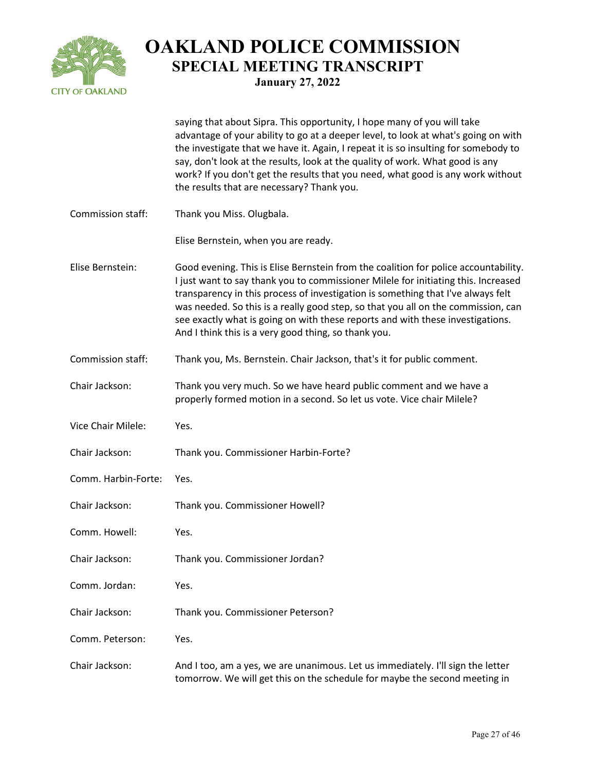saying that about Sipra. This opportunity, I hope many of you will take advantage of your ability to go at a deeper level, to look at what's going on with the investigate that we have it. Again, I repeat it is so insulting for somebody to say, don't look at the results, look at the quality of work. What good is any work? If you don't get the results that you need, what good is any work without the results that are necessary? Thank you.

| | |
|---|---|
| Commission staff: | Thank you Miss. Olugbala. |
| | Elise Bernstein, when you are ready. |
| Elise Bernstein: | Good evening. This is Elise Bernstein from the coalition for police accountability. I just want to say thank you to commissioner Milele for initiating this. Increased transparency in this process of investigation is something that I've always felt was needed. So this is a really good step, so that you all on the commission, can see exactly what is going on with these reports and with these investigations. And I think this is a very good thing, so thank you. |
| Commission staff: | Thank you, Ms. Bernstein. Chair Jackson, that's it for public comment. |
| Chair Jackson: | Thank you very much. So we have heard public comment and we have a properly formed motion in a second. So let us vote. Vice chair Milele? |
| Vice Chair Milele: | Yes. |
| Chair Jackson: | Thank you. Commissioner Harbin-Forte? |
| Comm. Harbin-Forte: | Yes. |
| Chair Jackson: | Thank you. Commissioner Howell? |
| Comm. Howell: | Yes. |
| Chair Jackson: | Thank you. Commissioner Jordan? |
| Comm. Jordan: | Yes. |
| Chair Jackson: | Thank you. Commissioner Peterson? |
| Comm. Peterson: | Yes. |
| Chair Jackson: | And I too, am a yes, we are unanimous. Let us immediately. I'll sign the letter tomorrow. We will get this on the schedule for maybe the second meeting in |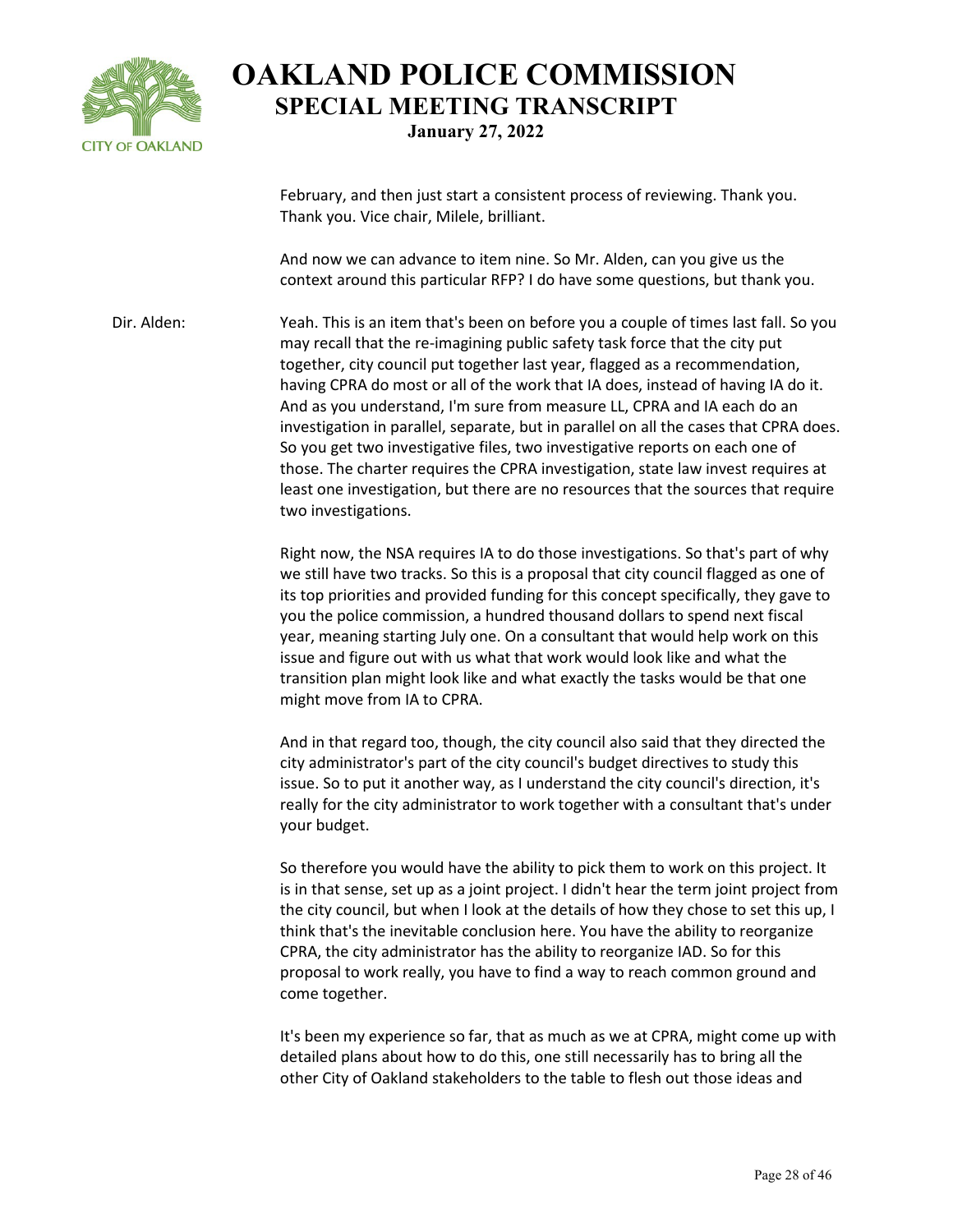February, and then just start a consistent process of reviewing. Thank you. Thank you. Vice chair, Milele, brilliant.

And now we can advance to item nine. So Mr. Alden, can you give us the context around this particular RFP? I do have some questions, but thank you.

Dir. Alden: Yeah. This is an item that's been on before you a couple of times last fall. So you may recall that the re-imagining public safety task force that the city put together, city council put together last year, flagged as a recommendation, having CPRA do most or all of the work that IA does, instead of having IA do it. And as you understand, I'm sure from measure LL, CPRA and IA each do an investigation in parallel, separate, but in parallel on all the cases that CPRA does. So you get two investigative files, two investigative reports on each one of those. The charter requires the CPRA investigation, state law invest requires at least one investigation, but there are no resources that the sources that require two investigations.

Right now, the NSA requires IA to do those investigations. So that's part of why we still have two tracks. So this is a proposal that city council flagged as one of its top priorities and provided funding for this concept specifically, they gave to you the police commission, a hundred thousand dollars to spend next fiscal year, meaning starting July one. On a consultant that would help work on this issue and figure out with us what that work would look like and what the transition plan might look like and what exactly the tasks would be that one might move from IA to CPRA.

And in that regard too, though, the city council also said that they directed the city administrator's part of the city council's budget directives to study this issue. So to put it another way, as I understand the city council's direction, it's really for the city administrator to work together with a consultant that's under your budget.

So therefore you would have the ability to pick them to work on this project. It is in that sense, set up as a joint project. I didn't hear the term joint project from the city council, but when I look at the details of how they chose to set this up, I think that's the inevitable conclusion here. You have the ability to reorganize CPRA, the city administrator has the ability to reorganize IAD. So for this proposal to work really, you have to find a way to reach common ground and come together.

It's been my experience so far, that as much as we at CPRA, might come up with detailed plans about how to do this, one still necessarily has to bring all the other City of Oakland stakeholders to the table to flesh out those ideas and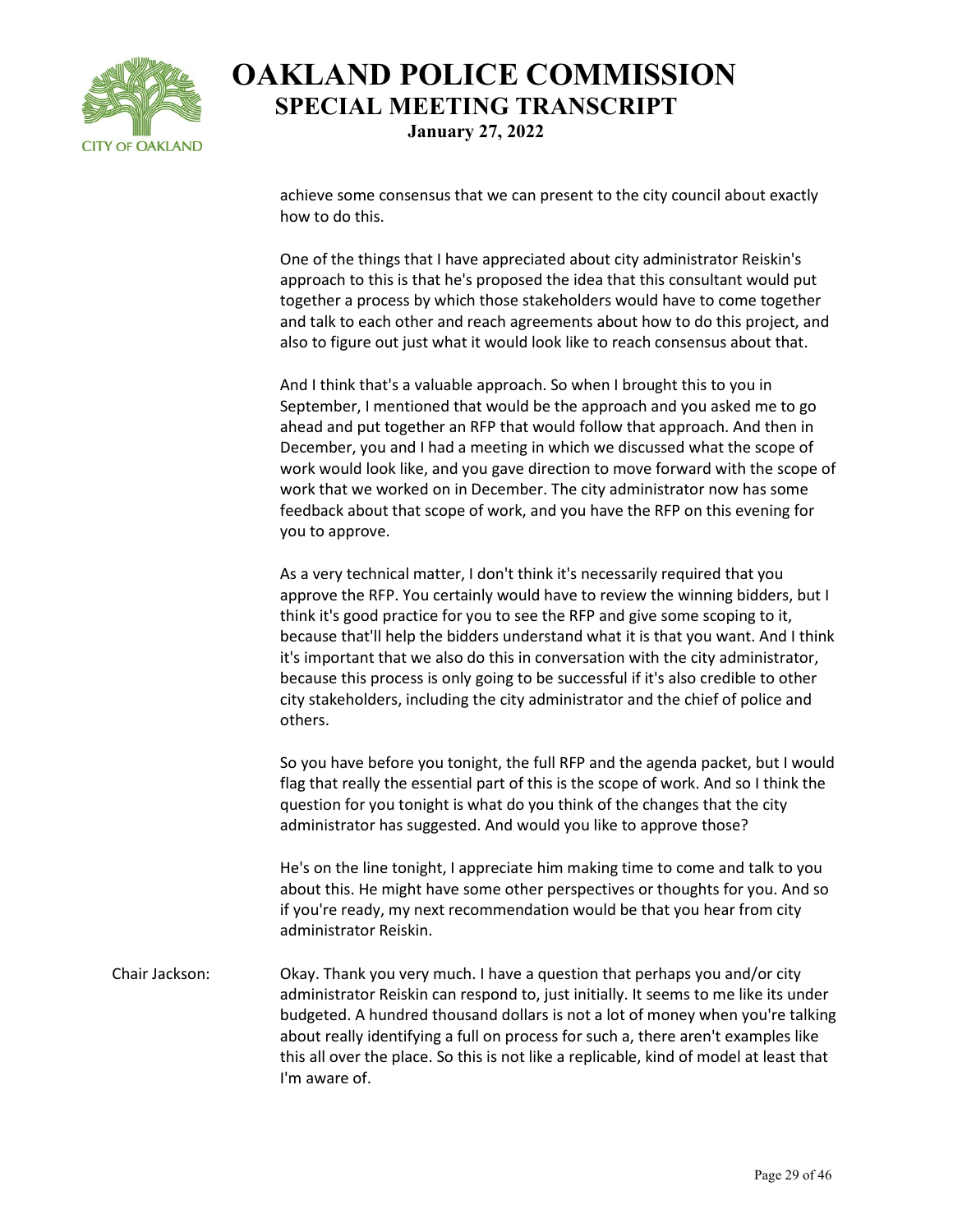achieve some consensus that we can present to the city council about exactly how to do this.

One of the things that I have appreciated about city administrator Reiskin's approach to this is that he's proposed the idea that this consultant would put together a process by which those stakeholders would have to come together and talk to each other and reach agreements about how to do this project, and also to figure out just what it would look like to reach consensus about that.

And I think that's a valuable approach. So when I brought this to you in September, I mentioned that would be the approach and you asked me to go ahead and put together an RFP that would follow that approach. And then in December, you and I had a meeting in which we discussed what the scope of work would look like, and you gave direction to move forward with the scope of work that we worked on in December. The city administrator now has some feedback about that scope of work, and you have the RFP on this evening for you to approve.

As a very technical matter, I don't think it's necessarily required that you approve the RFP. You certainly would have to review the winning bidders, but I think it's good practice for you to see the RFP and give some scoping to it, because that'll help the bidders understand what it is that you want. And I think it's important that we also do this in conversation with the city administrator, because this process is only going to be successful if it's also credible to other city stakeholders, including the city administrator and the chief of police and others.

So you have before you tonight, the full RFP and the agenda packet, but I would flag that really the essential part of this is the scope of work. And so I think the question for you tonight is what do you think of the changes that the city administrator has suggested. And would you like to approve those?

He's on the line tonight, I appreciate him making time to come and talk to you about this. He might have some other perspectives or thoughts for you. And so if you're ready, my next recommendation would be that you hear from city administrator Reiskin.

Chair Jackson: Okay. Thank you very much. I have a question that perhaps you and/or city administrator Reiskin can respond to, just initially. It seems to me like its under budgeted. A hundred thousand dollars is not a lot of money when you're talking about really identifying a full on process for such a, there aren't examples like this all over the place. So this is not like a replicable, kind of model at least that I'm aware of.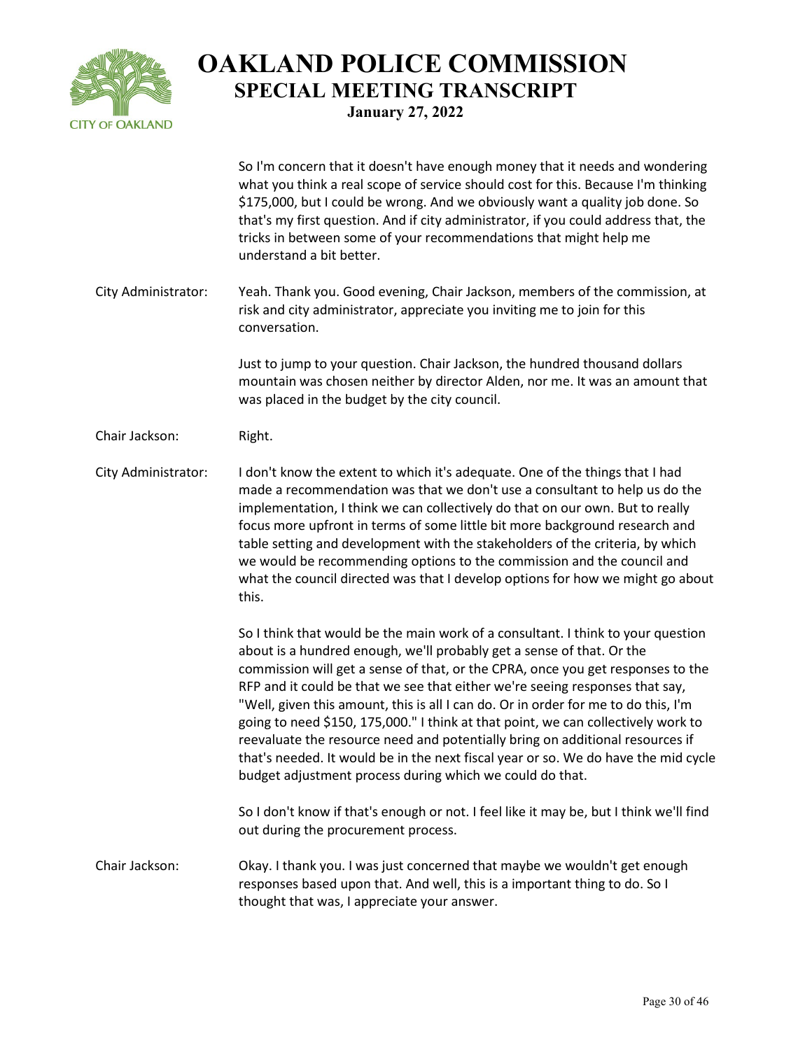So I'm concern that it doesn't have enough money that it needs and wondering what you think a real scope of service should cost for this. Because I'm thinking $175,000, but I could be wrong. And we obviously want a quality job done. So that's my first question. And if city administrator, if you could address that, the tricks in between some of your recommendations that might help me understand a bit better.

City Administrator: Yeah. Thank you. Good evening, Chair Jackson, members of the commission, at risk and city administrator, appreciate you inviting me to join for this conversation.

Just to jump to your question. Chair Jackson, the hundred thousand dollars mountain was chosen neither by director Alden, nor me. It was an amount that was placed in the budget by the city council.

Chair Jackson: Right.

City Administrator: I don't know the extent to which it's adequate. One of the things that I had made a recommendation was that we don't use a consultant to help us do the implementation, I think we can collectively do that on our own. But to really focus more upfront in terms of some little bit more background research and table setting and development with the stakeholders of the criteria, by which we would be recommending options to the commission and the council and what the council directed was that I develop options for how we might go about this.

So I think that would be the main work of a consultant. I think to your question about is a hundred enough, we'll probably get a sense of that. Or the commission will get a sense of that, or the CPRA, once you get responses to the RFP and it could be that we see that either we're seeing responses that say, "Well, given this amount, this is all I can do. Or in order for me to do this, I'm going to need $150, 175,000." I think at that point, we can collectively work to reevaluate the resource need and potentially bring on additional resources if that's needed. It would be in the next fiscal year or so. We do have the mid cycle budget adjustment process during which we could do that.

So I don't know if that's enough or not. I feel like it may be, but I think we'll find out during the procurement process.

Chair Jackson: Okay. I thank you. I was just concerned that maybe we wouldn't get enough responses based upon that. And well, this is a important thing to do. So I thought that was, I appreciate your answer.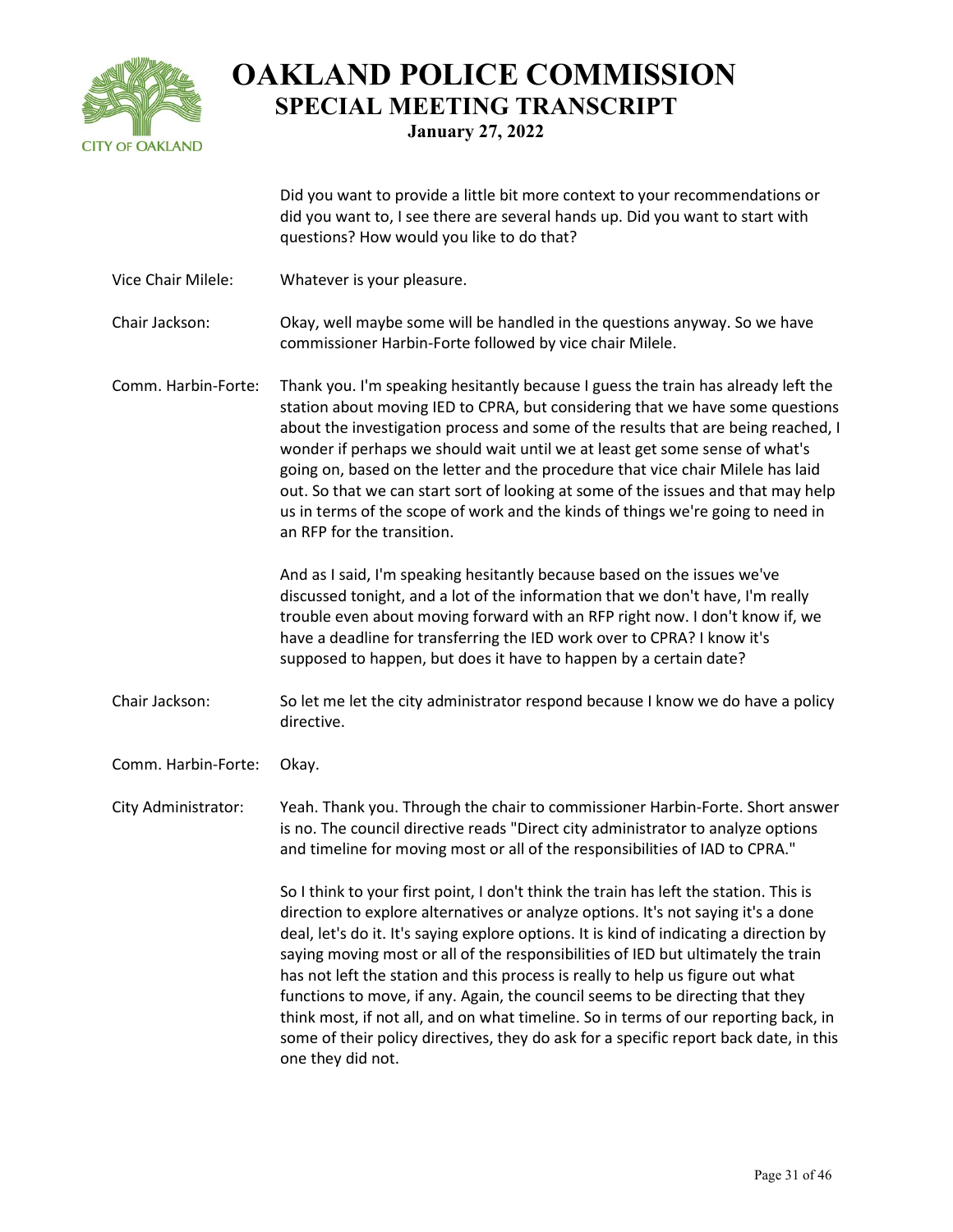Did you want to provide a little bit more context to your recommendations or did you want to, I see there are several hands up. Did you want to start with questions? How would you like to do that?

Vice Chair Milele: Whatever is your pleasure.

Chair Jackson: Okay, well maybe some will be handled in the questions anyway. So we have commissioner Harbin-Forte followed by vice chair Milele.

Comm. Harbin-Forte: Thank you. I'm speaking hesitantly because I guess the train has already left the station about moving IED to CPRA, but considering that we have some questions about the investigation process and some of the results that are being reached, I wonder if perhaps we should wait until we at least get some sense of what's going on, based on the letter and the procedure that vice chair Milele has laid out. So that we can start sort of looking at some of the issues and that may help us in terms of the scope of work and the kinds of things we're going to need in an RFP for the transition.

And as I said, I'm speaking hesitantly because based on the issues we've discussed tonight, and a lot of the information that we don't have, I'm really trouble even about moving forward with an RFP right now. I don't know if, we have a deadline for transferring the IED work over to CPRA? I know it's supposed to happen, but does it have to happen by a certain date?

Chair Jackson: So let me let the city administrator respond because I know we do have a policy directive.

Comm. Harbin-Forte: Okay.

City Administrator: Yeah. Thank you. Through the chair to commissioner Harbin-Forte. Short answer is no. The council directive reads "Direct city administrator to analyze options and timeline for moving most or all of the responsibilities of IAD to CPRA."

So I think to your first point, I don't think the train has left the station. This is direction to explore alternatives or analyze options. It's not saying it's a done deal, let's do it. It's saying explore options. It is kind of indicating a direction by saying moving most or all of the responsibilities of IED but ultimately the train has not left the station and this process is really to help us figure out what functions to move, if any. Again, the council seems to be directing that they think most, if not all, and on what timeline. So in terms of our reporting back, in some of their policy directives, they do ask for a specific report back date, in this one they did not.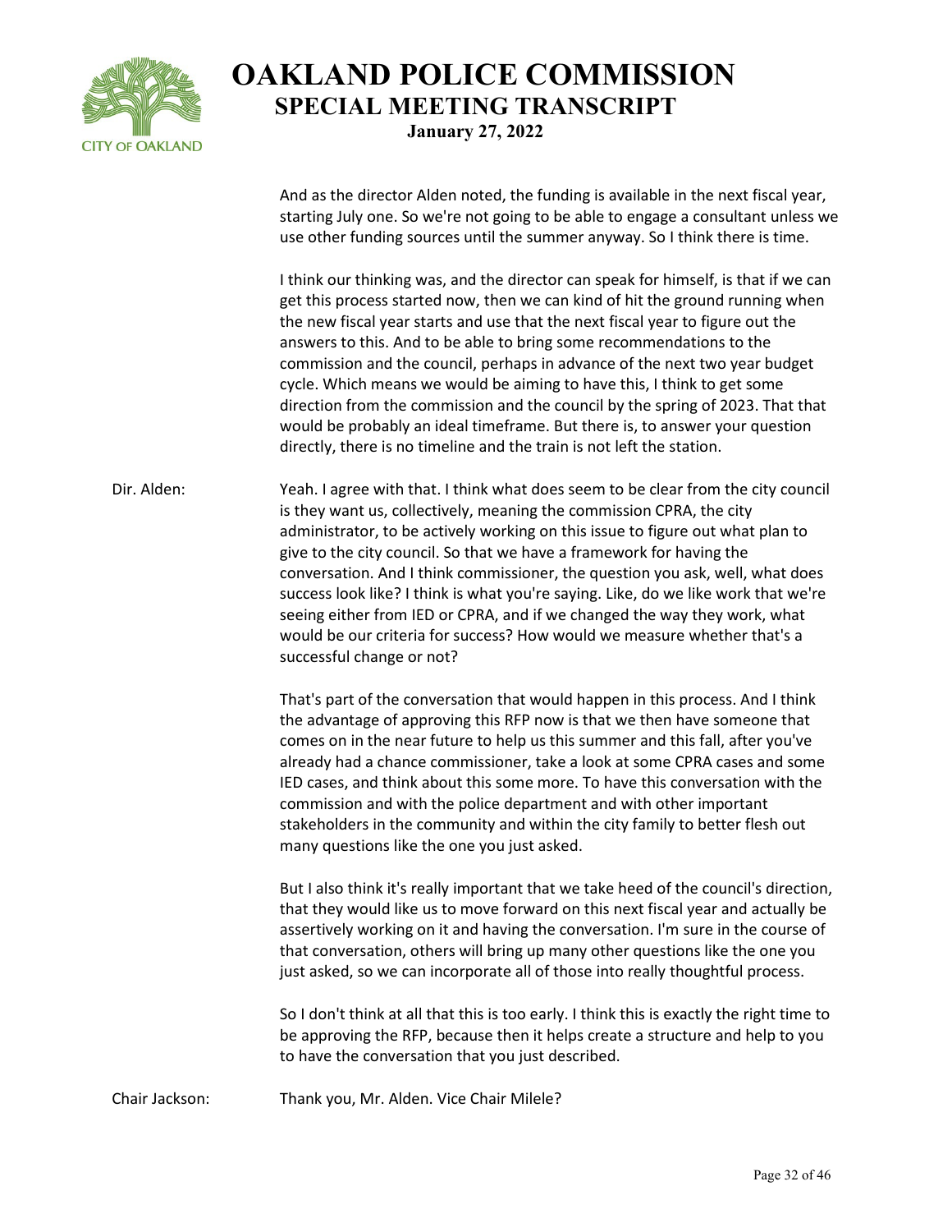And as the director Alden noted, the funding is available in the next fiscal year, starting July one. So we're not going to be able to engage a consultant unless we use other funding sources until the summer anyway. So I think there is time.

I think our thinking was, and the director can speak for himself, is that if we can get this process started now, then we can kind of hit the ground running when the new fiscal year starts and use that the next fiscal year to figure out the answers to this. And to be able to bring some recommendations to the commission and the council, perhaps in advance of the next two year budget cycle. Which means we would be aiming to have this, I think to get some direction from the commission and the council by the spring of 2023. That that would be probably an ideal timeframe. But there is, to answer your question directly, there is no timeline and the train is not left the station.

Dir. Alden: Yeah. I agree with that. I think what does seem to be clear from the city council is they want us, collectively, meaning the commission CPRA, the city administrator, to be actively working on this issue to figure out what plan to give to the city council. So that we have a framework for having the conversation. And I think commissioner, the question you ask, well, what does success look like? I think is what you're saying. Like, do we like work that we're seeing either from IED or CPRA, and if we changed the way they work, what would be our criteria for success? How would we measure whether that's a successful change or not?

That's part of the conversation that would happen in this process. And I think the advantage of approving this RFP now is that we then have someone that comes on in the near future to help us this summer and this fall, after you've already had a chance commissioner, take a look at some CPRA cases and some IED cases, and think about this some more. To have this conversation with the commission and with the police department and with other important stakeholders in the community and within the city family to better flesh out many questions like the one you just asked.

But I also think it's really important that we take heed of the council's direction, that they would like us to move forward on this next fiscal year and actually be assertively working on it and having the conversation. I'm sure in the course of that conversation, others will bring up many other questions like the one you just asked, so we can incorporate all of those into really thoughtful process.

So I don't think at all that this is too early. I think this is exactly the right time to be approving the RFP, because then it helps create a structure and help to you to have the conversation that you just described.

Chair Jackson: Thank you, Mr. Alden. Vice Chair Milele?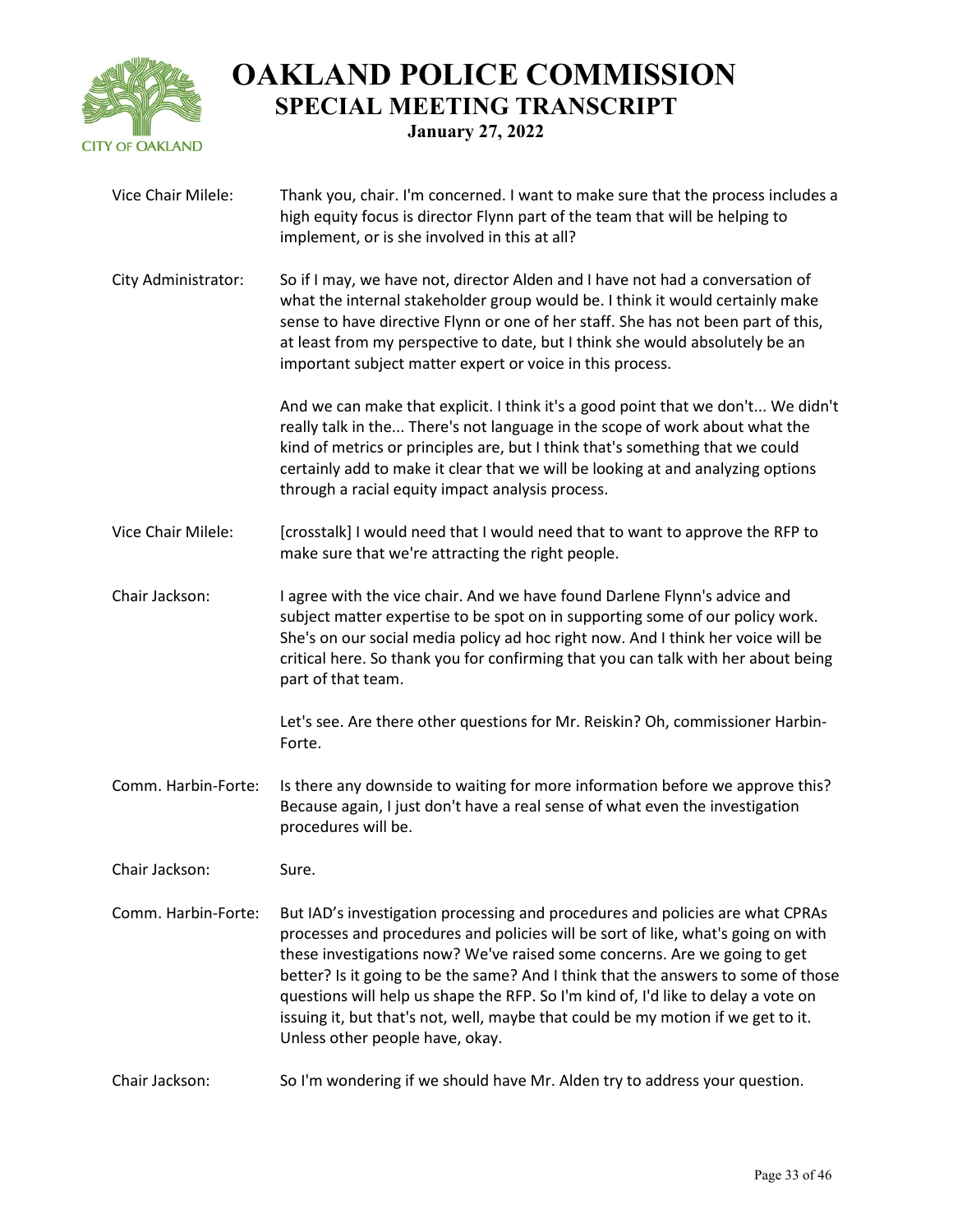Vice Chair Milele: Thank you, chair. I'm concerned. I want to make sure that the process includes a high equity focus is director Flynn part of the team that will be helping to implement, or is she involved in this at all?

City Administrator: So if I may, we have not, director Alden and I have not had a conversation of what the internal stakeholder group would be. I think it would certainly make sense to have directive Flynn or one of her staff. She has not been part of this, at least from my perspective to date, but I think she would absolutely be an important subject matter expert or voice in this process.

And we can make that explicit. I think it's a good point that we don't... We didn't really talk in the... There's not language in the scope of work about what the kind of metrics or principles are, but I think that's something that we could certainly add to make it clear that we will be looking at and analyzing options through a racial equity impact analysis process.

Vice Chair Milele: [crosstalk] I would need that I would need that to want to approve the RFP to make sure that we're attracting the right people.

Chair Jackson: I agree with the vice chair. And we have found Darlene Flynn's advice and subject matter expertise to be spot on in supporting some of our policy work. She's on our social media policy ad hoc right now. And I think her voice will be critical here. So thank you for confirming that you can talk with her about being part of that team.

Let's see. Are there other questions for Mr. Reiskin? Oh, commissioner Harbin-Forte.

Comm. Harbin-Forte: Is there any downside to waiting for more information before we approve this? Because again, I just don't have a real sense of what even the investigation procedures will be.

Chair Jackson: Sure.

Comm. Harbin-Forte: But IAD's investigation processing and procedures and policies are what CPRAs processes and procedures and policies will be sort of like, what's going on with these investigations now? We've raised some concerns. Are we going to get better? Is it going to be the same? And I think that the answers to some of those questions will help us shape the RFP. So I'm kind of, I'd like to delay a vote on issuing it, but that's not, well, maybe that could be my motion if we get to it. Unless other people have, okay.

Chair Jackson: So I'm wondering if we should have Mr. Alden try to address your question.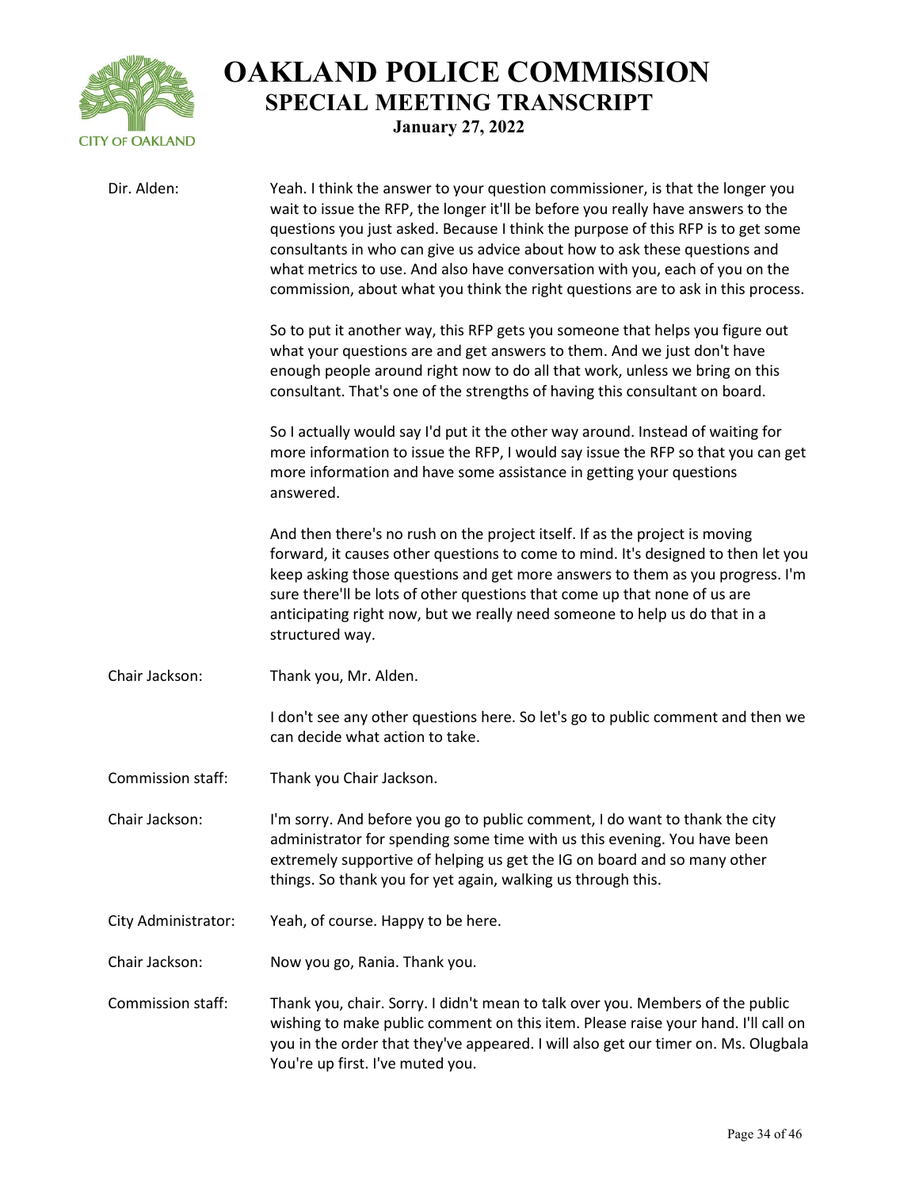**Dir. Alden:** Yeah. I think the answer to your question commissioner, is that the longer you wait to issue the RFP, the longer it'll be before you really have answers to the questions you just asked. Because I think the purpose of this RFP is to get some consultants in who can give us advice about how to ask these questions and what metrics to use. And also have conversation with you, each of you on the commission, about what you think the right questions are to ask in this process.

So to put it another way, this RFP gets you someone that helps you figure out what your questions are and get answers to them. And we just don't have enough people around right now to do all that work, unless we bring on this consultant. That's one of the strengths of having this consultant on board.

So I actually would say I'd put it the other way around. Instead of waiting for more information to issue the RFP, I would say issue the RFP so that you can get more information and have some assistance in getting your questions answered.

And then there's no rush on the project itself. If as the project is moving forward, it causes other questions to come to mind. It's designed to then let you keep asking those questions and get more answers to them as you progress. I'm sure there'll be lots of other questions that come up that none of us are anticipating right now, but we really need someone to help us do that in a structured way.

**Chair Jackson:** Thank you, Mr. Alden.

I don't see any other questions here. So let's go to public comment and then we can decide what action to take.

**Commission staff:** Thank you Chair Jackson.

**Chair Jackson:** I'm sorry. And before you go to public comment, I do want to thank the city administrator for spending some time with us this evening. You have been extremely supportive of helping us get the IG on board and so many other things. So thank you for yet again, walking us through this.

**City Administrator:** Yeah, of course. Happy to be here.

**Chair Jackson:** Now you go, Rania. Thank you.

**Commission staff:** Thank you, chair. Sorry. I didn't mean to talk over you. Members of the public wishing to make public comment on this item. Please raise your hand. I'll call on you in the order that they've appeared. I will also get our timer on. Ms. Olugbala You're up first. I've muted you.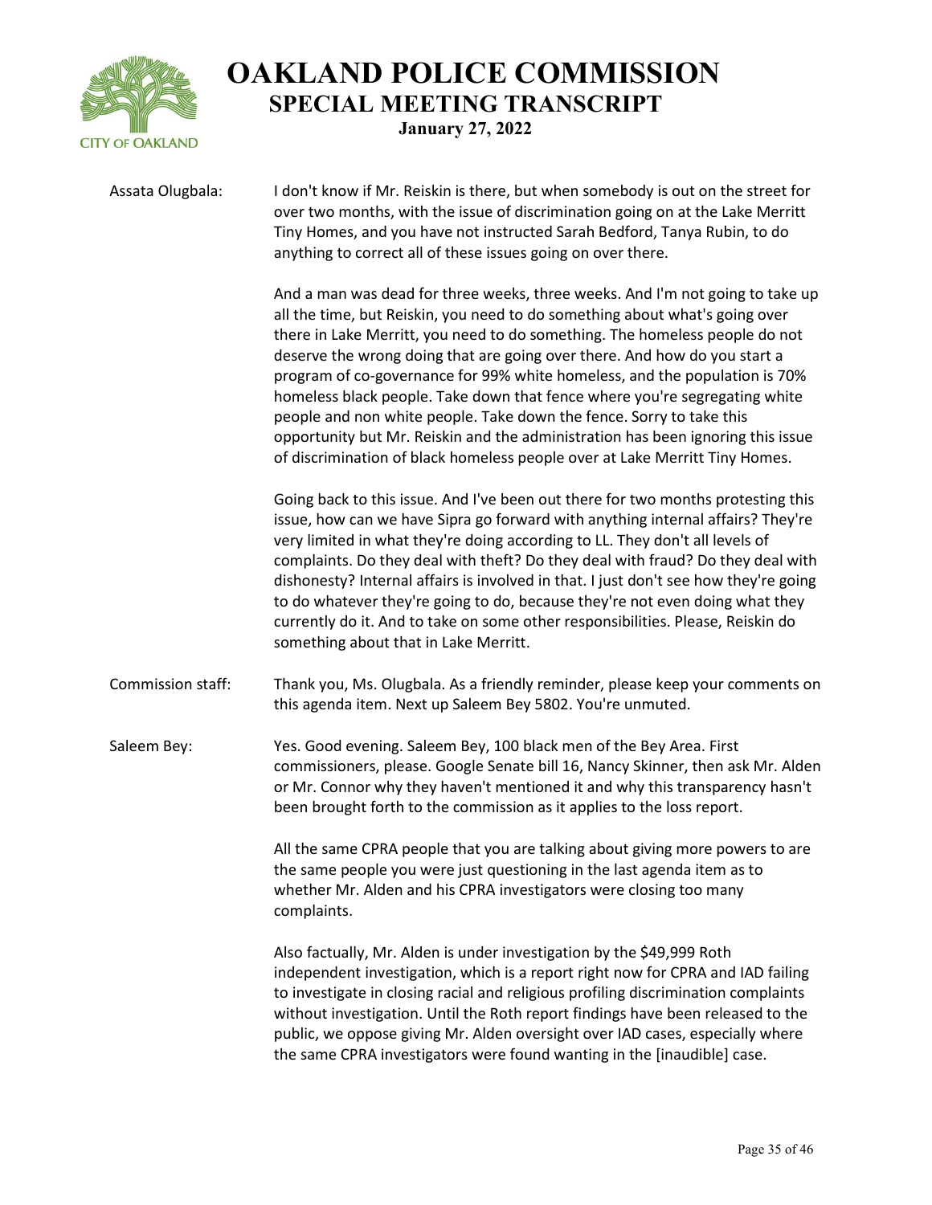Assata Olugbala: I don't know if Mr. Reiskin is there, but when somebody is out on the street for over two months, with the issue of discrimination going on at the Lake Merritt Tiny Homes, and you have not instructed Sarah Bedford, Tanya Rubin, to do anything to correct all of these issues going on over there.

And a man was dead for three weeks, three weeks. And I'm not going to take up all the time, but Reiskin, you need to do something about what's going over there in Lake Merritt, you need to do something. The homeless people do not deserve the wrong doing that are going over there. And how do you start a program of co-governance for 99% white homeless, and the population is 70% homeless black people. Take down that fence where you're segregating white people and non white people. Take down the fence. Sorry to take this opportunity but Mr. Reiskin and the administration has been ignoring this issue of discrimination of black homeless people over at Lake Merritt Tiny Homes.

Going back to this issue. And I've been out there for two months protesting this issue, how can we have Sipra go forward with anything internal affairs? They're very limited in what they're doing according to LL. They don't all levels of complaints. Do they deal with theft? Do they deal with fraud? Do they deal with dishonesty? Internal affairs is involved in that. I just don't see how they're going to do whatever they're going to do, because they're not even doing what they currently do it. And to take on some other responsibilities. Please, Reiskin do something about that in Lake Merritt.

Commission staff: Thank you, Ms. Olugbala. As a friendly reminder, please keep your comments on this agenda item. Next up Saleem Bey 5802. You're unmuted.

Saleem Bey: Yes. Good evening. Saleem Bey, 100 black men of the Bey Area. First commissioners, please. Google Senate bill 16, Nancy Skinner, then ask Mr. Alden or Mr. Connor why they haven't mentioned it and why this transparency hasn't been brought forth to the commission as it applies to the loss report.

All the same CPRA people that you are talking about giving more powers to are the same people you were just questioning in the last agenda item as to whether Mr. Alden and his CPRA investigators were closing too many complaints.

Also factually, Mr. Alden is under investigation by the $49,999 Roth independent investigation, which is a report right now for CPRA and IAD failing to investigate in closing racial and religious profiling discrimination complaints without investigation. Until the Roth report findings have been released to the public, we oppose giving Mr. Alden oversight over IAD cases, especially where the same CPRA investigators were found wanting in the [inaudible] case.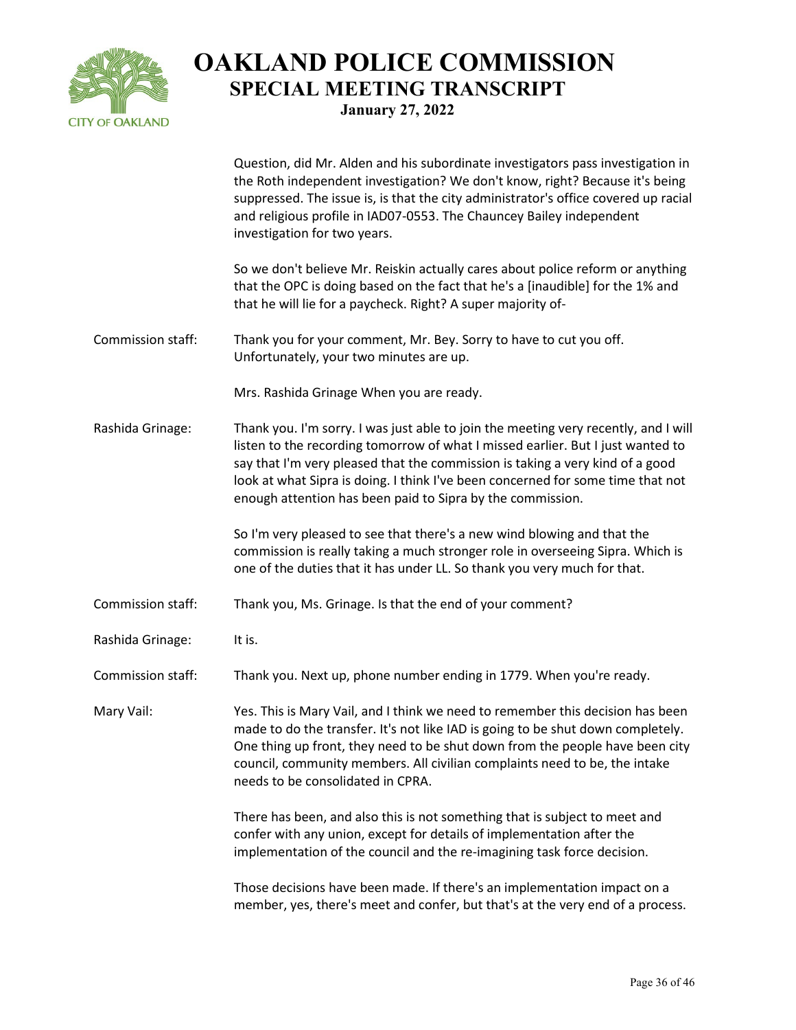Question, did Mr. Alden and his subordinate investigators pass investigation in the Roth independent investigation? We don't know, right? Because it's being suppressed. The issue is, is that the city administrator's office covered up racial and religious profile in IAD07-0553. The Chauncey Bailey independent investigation for two years.

So we don't believe Mr. Reiskin actually cares about police reform or anything that the OPC is doing based on the fact that he's a [inaudible] for the 1% and that he will lie for a paycheck. Right? A super majority of-

**Commission staff:** Thank you for your comment, Mr. Bey. Sorry to have to cut you off. Unfortunately, your two minutes are up.

Mrs. Rashida Grinage When you are ready.

**Rashida Grinage:** Thank you. I'm sorry. I was just able to join the meeting very recently, and I will listen to the recording tomorrow of what I missed earlier. But I just wanted to say that I'm very pleased that the commission is taking a very kind of a good look at what Sipra is doing. I think I've been concerned for some time that not enough attention has been paid to Sipra by the commission.

So I'm very pleased to see that there's a new wind blowing and that the commission is really taking a much stronger role in overseeing Sipra. Which is one of the duties that it has under LL. So thank you very much for that.

**Commission staff:** Thank you, Ms. Grinage. Is that the end of your comment?

**Rashida Grinage:** It is.

**Commission staff:** Thank you. Next up, phone number ending in 1779. When you're ready.

**Mary Vail:** Yes. This is Mary Vail, and I think we need to remember this decision has been made to do the transfer. It's not like IAD is going to be shut down completely. One thing up front, they need to be shut down from the people have been city council, community members. All civilian complaints need to be, the intake needs to be consolidated in CPRA.

There has been, and also this is not something that is subject to meet and confer with any union, except for details of implementation after the implementation of the council and the re-imagining task force decision.

Those decisions have been made. If there's an implementation impact on a member, yes, there's meet and confer, but that's at the very end of a process.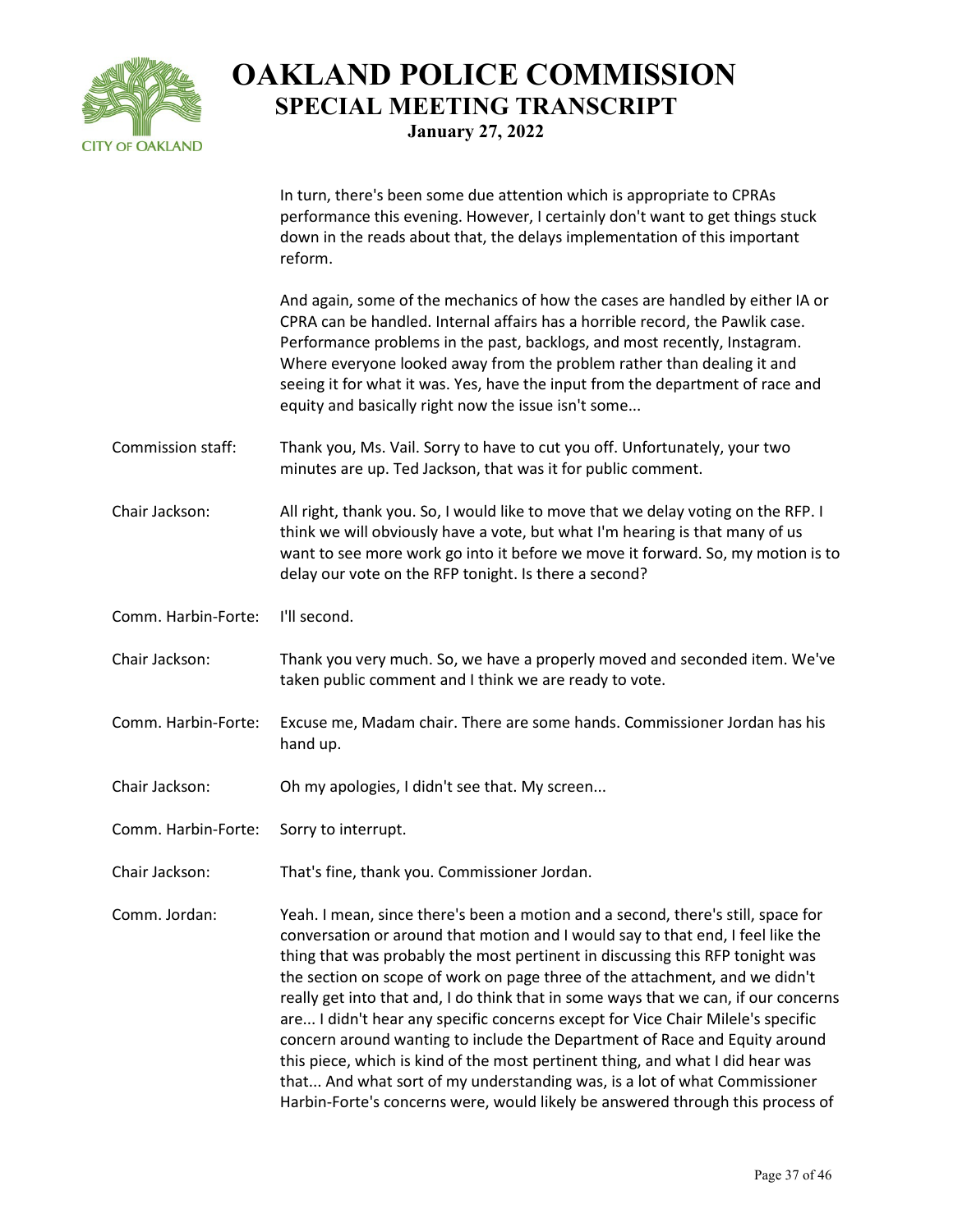In turn, there's been some due attention which is appropriate to CPRAs performance this evening. However, I certainly don't want to get things stuck down in the reads about that, the delays implementation of this important reform.

And again, some of the mechanics of how the cases are handled by either IA or CPRA can be handled. Internal affairs has a horrible record, the Pawlik case. Performance problems in the past, backlogs, and most recently, Instagram. Where everyone looked away from the problem rather than dealing it and seeing it for what it was. Yes, have the input from the department of race and equity and basically right now the issue isn't some...

Commission staff: Thank you, Ms. Vail. Sorry to have to cut you off. Unfortunately, your two minutes are up. Ted Jackson, that was it for public comment.

Chair Jackson: All right, thank you. So, I would like to move that we delay voting on the RFP. I think we will obviously have a vote, but what I'm hearing is that many of us want to see more work go into it before we move it forward. So, my motion is to delay our vote on the RFP tonight. Is there a second?

Comm. Harbin-Forte: I'll second.

Chair Jackson: Thank you very much. So, we have a properly moved and seconded item. We've taken public comment and I think we are ready to vote.

Comm. Harbin-Forte: Excuse me, Madam chair. There are some hands. Commissioner Jordan has his hand up.

Chair Jackson: Oh my apologies, I didn't see that. My screen...

Comm. Harbin-Forte: Sorry to interrupt.

Chair Jackson: That's fine, thank you. Commissioner Jordan.

Comm. Jordan: Yeah. I mean, since there's been a motion and a second, there's still, space for conversation or around that motion and I would say to that end, I feel like the thing that was probably the most pertinent in discussing this RFP tonight was the section on scope of work on page three of the attachment, and we didn't really get into that and, I do think that in some ways that we can, if our concerns are... I didn't hear any specific concerns except for Vice Chair Milele's specific concern around wanting to include the Department of Race and Equity around this piece, which is kind of the most pertinent thing, and what I did hear was that... And what sort of my understanding was, is a lot of what Commissioner Harbin-Forte's concerns were, would likely be answered through this process of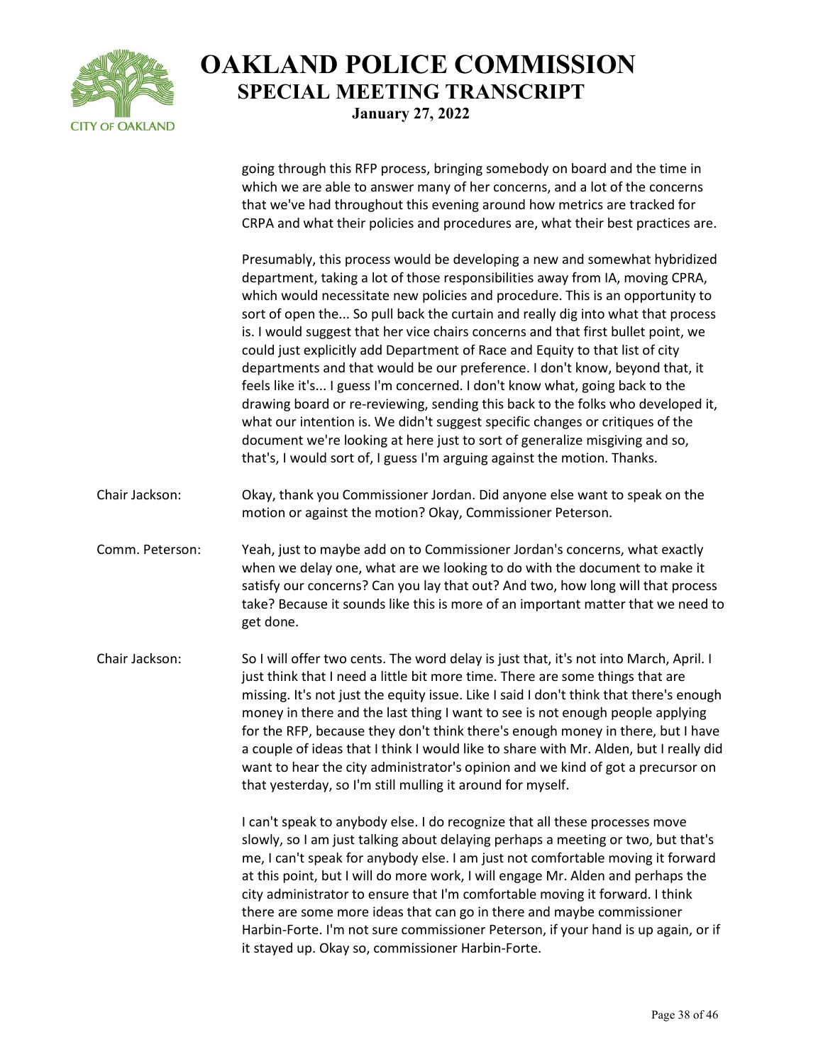going through this RFP process, bringing somebody on board and the time in which we are able to answer many of her concerns, and a lot of the concerns that we've had throughout this evening around how metrics are tracked for CRPA and what their policies and procedures are, what their best practices are.

Presumably, this process would be developing a new and somewhat hybridized department, taking a lot of those responsibilities away from IA, moving CPRA, which would necessitate new policies and procedure. This is an opportunity to sort of open the... So pull back the curtain and really dig into what that process is. I would suggest that her vice chairs concerns and that first bullet point, we could just explicitly add Department of Race and Equity to that list of city departments and that would be our preference. I don't know, beyond that, it feels like it's... I guess I'm concerned. I don't know what, going back to the drawing board or re-reviewing, sending this back to the folks who developed it, what our intention is. We didn't suggest specific changes or critiques of the document we're looking at here just to sort of generalize misgiving and so, that's, I would sort of, I guess I'm arguing against the motion. Thanks.

Chair Jackson: Okay, thank you Commissioner Jordan. Did anyone else want to speak on the motion or against the motion? Okay, Commissioner Peterson.

Comm. Peterson: Yeah, just to maybe add on to Commissioner Jordan's concerns, what exactly when we delay one, what are we looking to do with the document to make it satisfy our concerns? Can you lay that out? And two, how long will that process take? Because it sounds like this is more of an important matter that we need to get done.

Chair Jackson: So I will offer two cents. The word delay is just that, it's not into March, April. I just think that I need a little bit more time. There are some things that are missing. It's not just the equity issue. Like I said I don't think that there's enough money in there and the last thing I want to see is not enough people applying for the RFP, because they don't think there's enough money in there, but I have a couple of ideas that I think I would like to share with Mr. Alden, but I really did want to hear the city administrator's opinion and we kind of got a precursor on that yesterday, so I'm still mulling it around for myself.

I can't speak to anybody else. I do recognize that all these processes move slowly, so I am just talking about delaying perhaps a meeting or two, but that's me, I can't speak for anybody else. I am just not comfortable moving it forward at this point, but I will do more work, I will engage Mr. Alden and perhaps the city administrator to ensure that I'm comfortable moving it forward. I think there are some more ideas that can go in there and maybe commissioner Harbin-Forte. I'm not sure commissioner Peterson, if your hand is up again, or if it stayed up. Okay so, commissioner Harbin-Forte.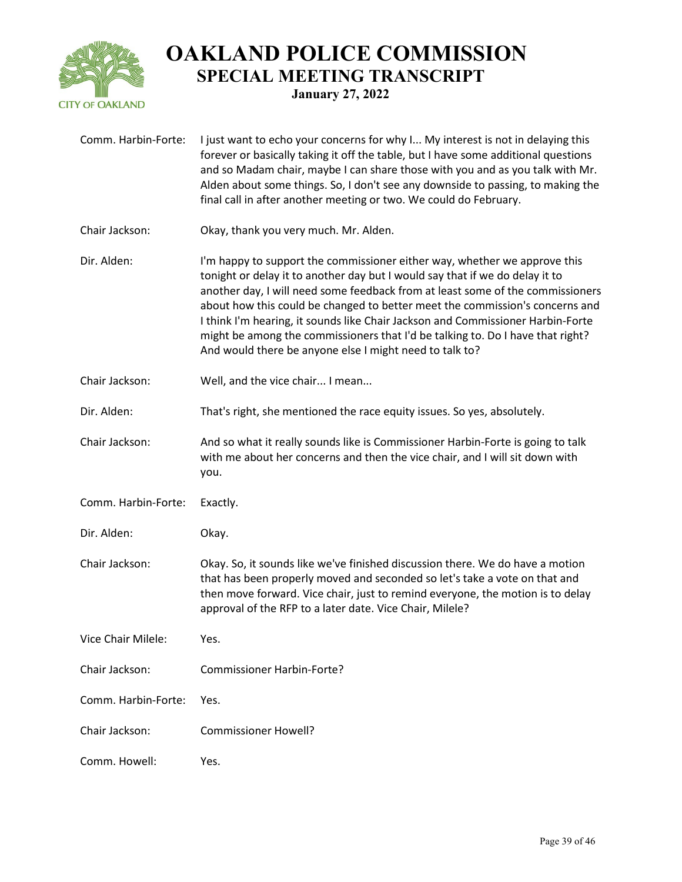| | |
|---|---|
| Comm. Harbin-Forte: | I just want to echo your concerns for why I... My interest is not in delaying this forever or basically taking it off the table, but I have some additional questions and so Madam chair, maybe I can share those with you and as you talk with Mr. Alden about some things. So, I don't see any downside to passing, to making the final call in after another meeting or two. We could do February. |
| Chair Jackson: | Okay, thank you very much. Mr. Alden. |
| Dir. Alden: | I'm happy to support the commissioner either way, whether we approve this tonight or delay it to another day but I would say that if we do delay it to another day, I will need some feedback from at least some of the commissioners about how this could be changed to better meet the commission's concerns and I think I'm hearing, it sounds like Chair Jackson and Commissioner Harbin-Forte might be among the commissioners that I'd be talking to. Do I have that right? And would there be anyone else I might need to talk to? |
| Chair Jackson: | Well, and the vice chair... I mean... |
| Dir. Alden: | That's right, she mentioned the race equity issues. So yes, absolutely. |
| Chair Jackson: | And so what it really sounds like is Commissioner Harbin-Forte is going to talk with me about her concerns and then the vice chair, and I will sit down with you. |
| Comm. Harbin-Forte: | Exactly. |
| Dir. Alden: | Okay. |
| Chair Jackson: | Okay. So, it sounds like we've finished discussion there. We do have a motion that has been properly moved and seconded so let's take a vote on that and then move forward. Vice chair, just to remind everyone, the motion is to delay approval of the RFP to a later date. Vice Chair, Milele? |
| Vice Chair Milele: | Yes. |
| Chair Jackson: | Commissioner Harbin-Forte? |
| Comm. Harbin-Forte: | Yes. |
| Chair Jackson: | Commissioner Howell? |
| Comm. Howell: | Yes. |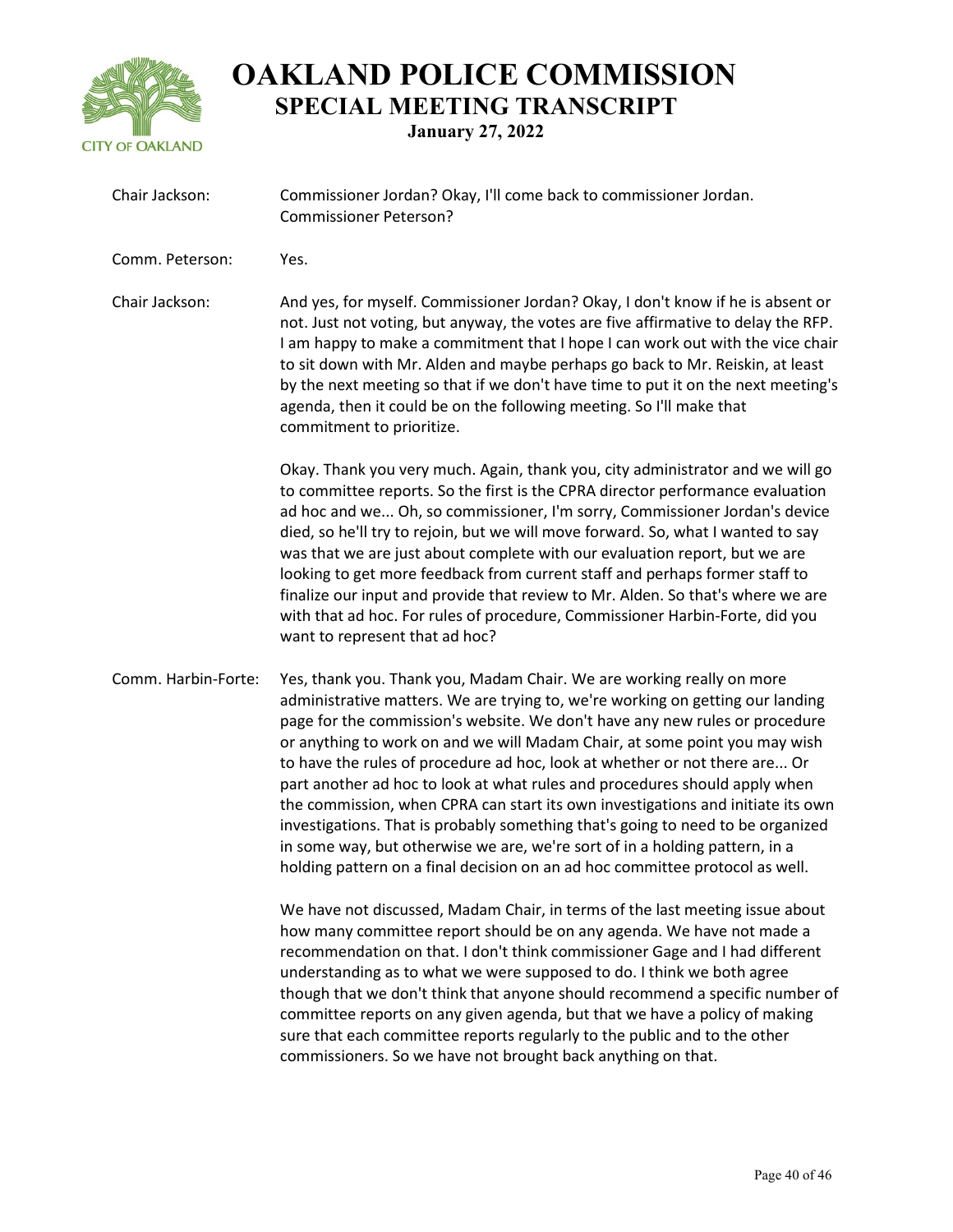**Chair Jackson:** Commissioner Jordan? Okay, I'll come back to commissioner Jordan. Commissioner Peterson?

**Comm. Peterson:** Yes.

**Chair Jackson:** And yes, for myself. Commissioner Jordan? Okay, I don't know if he is absent or not. Just not voting, but anyway, the votes are five affirmative to delay the RFP. I am happy to make a commitment that I hope I can work out with the vice chair to sit down with Mr. Alden and maybe perhaps go back to Mr. Reiskin, at least by the next meeting so that if we don't have time to put it on the next meeting's agenda, then it could be on the following meeting. So I'll make that commitment to prioritize.

Okay. Thank you very much. Again, thank you, city administrator and we will go to committee reports. So the first is the CPRA director performance evaluation ad hoc and we... Oh, so commissioner, I'm sorry, Commissioner Jordan's device died, so he'll try to rejoin, but we will move forward. So, what I wanted to say was that we are just about complete with our evaluation report, but we are looking to get more feedback from current staff and perhaps former staff to finalize our input and provide that review to Mr. Alden. So that's where we are with that ad hoc. For rules of procedure, Commissioner Harbin-Forte, did you want to represent that ad hoc?

**Comm. Harbin-Forte:** Yes, thank you. Thank you, Madam Chair. We are working really on more administrative matters. We are trying to, we're working on getting our landing page for the commission's website. We don't have any new rules or procedure or anything to work on and we will Madam Chair, at some point you may wish to have the rules of procedure ad hoc, look at whether or not there are... Or part another ad hoc to look at what rules and procedures should apply when the commission, when CPRA can start its own investigations and initiate its own investigations. That is probably something that's going to need to be organized in some way, but otherwise we are, we're sort of in a holding pattern, in a holding pattern on a final decision on an ad hoc committee protocol as well.

We have not discussed, Madam Chair, in terms of the last meeting issue about how many committee report should be on any agenda. We have not made a recommendation on that. I don't think commissioner Gage and I had different understanding as to what we were supposed to do. I think we both agree though that we don't think that anyone should recommend a specific number of committee reports on any given agenda, but that we have a policy of making sure that each committee reports regularly to the public and to the other commissioners. So we have not brought back anything on that.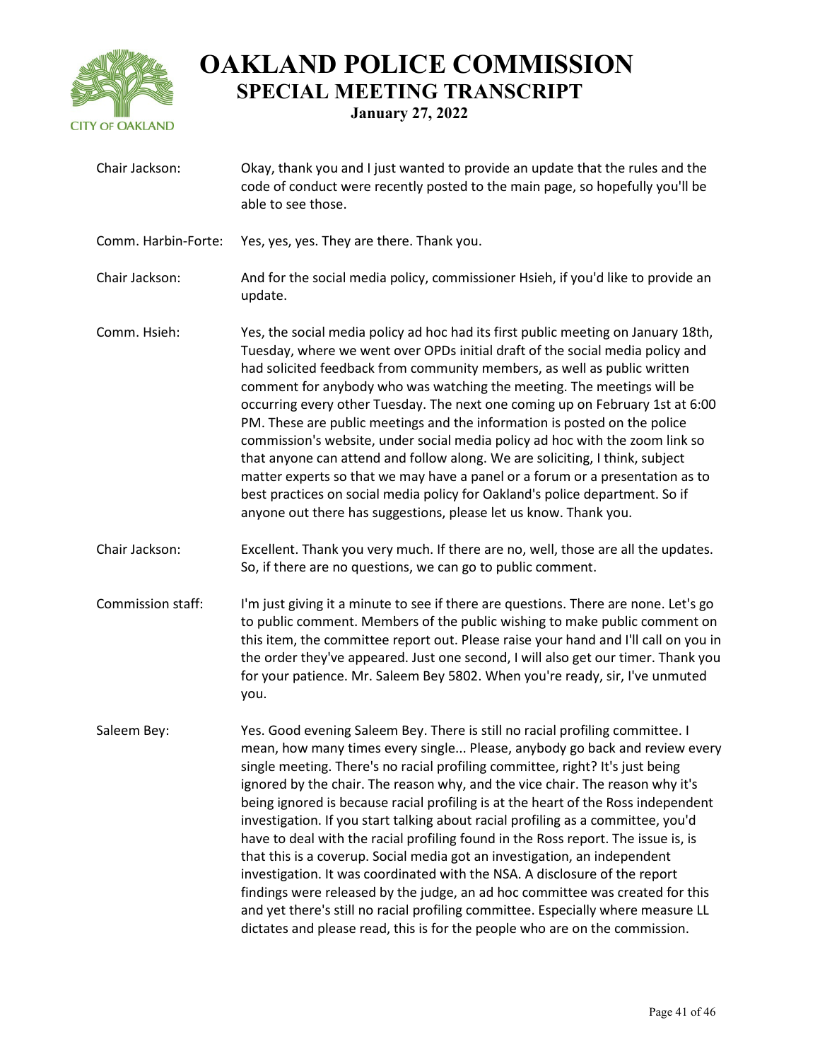Chair Jackson: Okay, thank you and I just wanted to provide an update that the rules and the code of conduct were recently posted to the main page, so hopefully you'll be able to see those.

Comm. Harbin-Forte: Yes, yes, yes. They are there. Thank you.

Chair Jackson: And for the social media policy, commissioner Hsieh, if you'd like to provide an update.

Comm. Hsieh: Yes, the social media policy ad hoc had its first public meeting on January 18th, Tuesday, where we went over OPDs initial draft of the social media policy and had solicited feedback from community members, as well as public written comment for anybody who was watching the meeting. The meetings will be occurring every other Tuesday. The next one coming up on February 1st at 6:00 PM. These are public meetings and the information is posted on the police commission's website, under social media policy ad hoc with the zoom link so that anyone can attend and follow along. We are soliciting, I think, subject matter experts so that we may have a panel or a forum or a presentation as to best practices on social media policy for Oakland's police department. So if anyone out there has suggestions, please let us know. Thank you.

Chair Jackson: Excellent. Thank you very much. If there are no, well, those are all the updates. So, if there are no questions, we can go to public comment.

Commission staff: I'm just giving it a minute to see if there are questions. There are none. Let's go to public comment. Members of the public wishing to make public comment on this item, the committee report out. Please raise your hand and I'll call on you in the order they've appeared. Just one second, I will also get our timer. Thank you for your patience. Mr. Saleem Bey 5802. When you're ready, sir, I've unmuted you.

Saleem Bey: Yes. Good evening Saleem Bey. There is still no racial profiling committee. I mean, how many times every single... Please, anybody go back and review every single meeting. There's no racial profiling committee, right? It's just being ignored by the chair. The reason why, and the vice chair. The reason why it's being ignored is because racial profiling is at the heart of the Ross independent investigation. If you start talking about racial profiling as a committee, you'd have to deal with the racial profiling found in the Ross report. The issue is, is that this is a coverup. Social media got an investigation, an independent investigation. It was coordinated with the NSA. A disclosure of the report findings were released by the judge, an ad hoc committee was created for this and yet there's still no racial profiling committee. Especially where measure LL dictates and please read, this is for the people who are on the commission.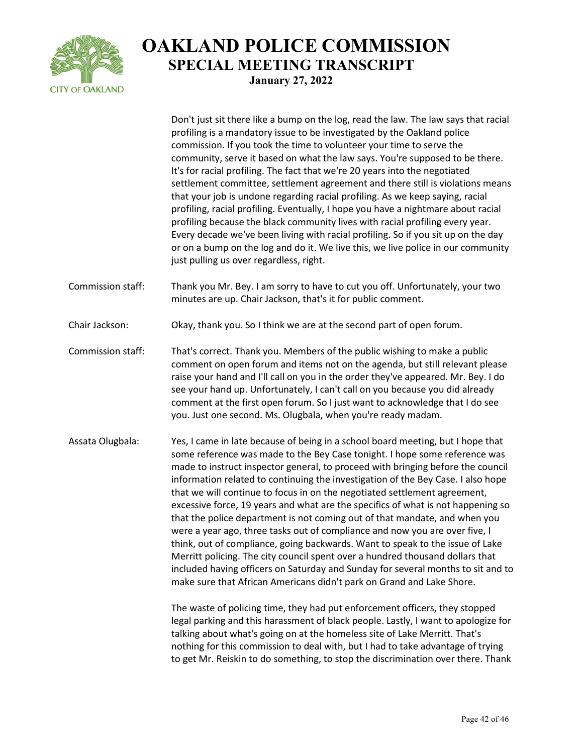Don't just sit there like a bump on the log, read the law. The law says that racial profiling is a mandatory issue to be investigated by the Oakland police commission. If you took the time to volunteer your time to serve the community, serve it based on what the law says. You're supposed to be there. It's for racial profiling. The fact that we're 20 years into the negotiated settlement committee, settlement agreement and there still is violations means that your job is undone regarding racial profiling. As we keep saying, racial profiling, racial profiling. Eventually, I hope you have a nightmare about racial profiling because the black community lives with racial profiling every year. Every decade we've been living with racial profiling. So if you sit up on the day or on a bump on the log and do it. We live this, we live police in our community just pulling us over regardless, right.

Commission staff: Thank you Mr. Bey. I am sorry to have to cut you off. Unfortunately, your two minutes are up. Chair Jackson, that's it for public comment.

Chair Jackson: Okay, thank you. So I think we are at the second part of open forum.

Commission staff: That's correct. Thank you. Members of the public wishing to make a public comment on open forum and items not on the agenda, but still relevant please raise your hand and I'll call on you in the order they've appeared. Mr. Bey. I do see your hand up. Unfortunately, I can't call on you because you did already comment at the first open forum. So I just want to acknowledge that I do see you. Just one second. Ms. Olugbala, when you're ready madam.

Assata Olugbala: Yes, I came in late because of being in a school board meeting, but I hope that some reference was made to the Bey Case tonight. I hope some reference was made to instruct inspector general, to proceed with bringing before the council information related to continuing the investigation of the Bey Case. I also hope that we will continue to focus in on the negotiated settlement agreement, excessive force, 19 years and what are the specifics of what is not happening so that the police department is not coming out of that mandate, and when you were a year ago, three tasks out of compliance and now you are over five, I think, out of compliance, going backwards. Want to speak to the issue of Lake Merritt policing. The city council spent over a hundred thousand dollars that included having officers on Saturday and Sunday for several months to sit and to make sure that African Americans didn't park on Grand and Lake Shore.

The waste of policing time, they had put enforcement officers, they stopped legal parking and this harassment of black people. Lastly, I want to apologize for talking about what's going on at the homeless site of Lake Merritt. That's nothing for this commission to deal with, but I had to take advantage of trying to get Mr. Reiskin to do something, to stop the discrimination over there. Thank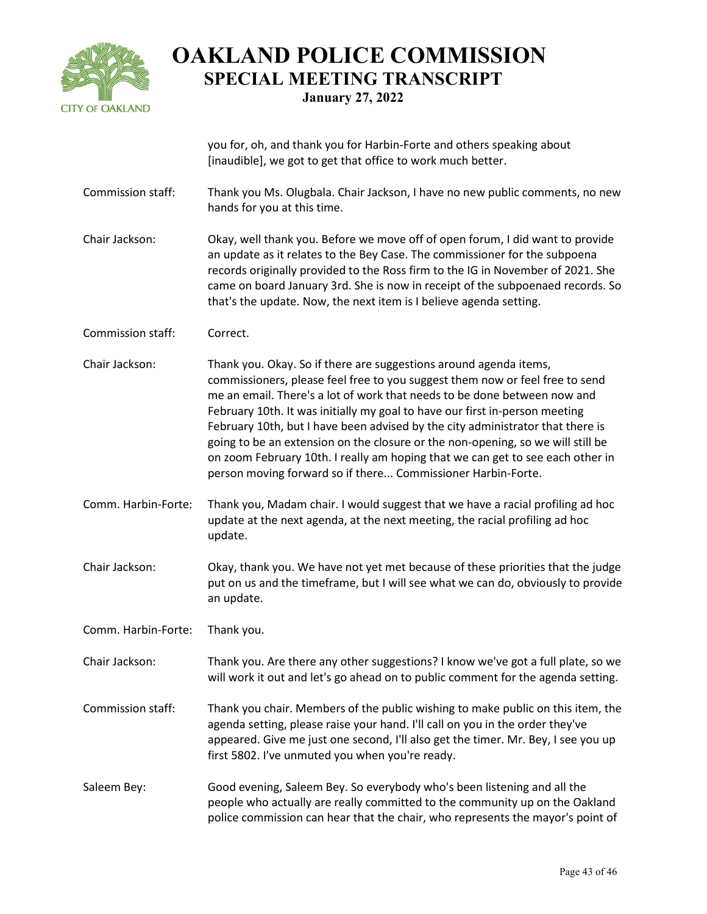you for, oh, and thank you for Harbin-Forte and others speaking about [inaudible], we got to get that office to work much better.

Commission staff: Thank you Ms. Olugbala. Chair Jackson, I have no new public comments, no new hands for you at this time.

Chair Jackson: Okay, well thank you. Before we move off of open forum, I did want to provide an update as it relates to the Bey Case. The commissioner for the subpoena records originally provided to the Ross firm to the IG in November of 2021. She came on board January 3rd. She is now in receipt of the subpoenaed records. So that's the update. Now, the next item is I believe agenda setting.

Commission staff: Correct.

Chair Jackson: Thank you. Okay. So if there are suggestions around agenda items, commissioners, please feel free to you suggest them now or feel free to send me an email. There's a lot of work that needs to be done between now and February 10th. It was initially my goal to have our first in-person meeting February 10th, but I have been advised by the city administrator that there is going to be an extension on the closure or the non-opening, so we will still be on zoom February 10th. I really am hoping that we can get to see each other in person moving forward so if there... Commissioner Harbin-Forte.

Comm. Harbin-Forte: Thank you, Madam chair. I would suggest that we have a racial profiling ad hoc update at the next agenda, at the next meeting, the racial profiling ad hoc update.

Chair Jackson: Okay, thank you. We have not yet met because of these priorities that the judge put on us and the timeframe, but I will see what we can do, obviously to provide an update.

Comm. Harbin-Forte: Thank you.

Chair Jackson: Thank you. Are there any other suggestions? I know we've got a full plate, so we will work it out and let's go ahead on to public comment for the agenda setting.

Commission staff: Thank you chair. Members of the public wishing to make public on this item, the agenda setting, please raise your hand. I'll call on you in the order they've appeared. Give me just one second, I'll also get the timer. Mr. Bey, I see you up first 5802. I've unmuted you when you're ready.

Saleem Bey: Good evening, Saleem Bey. So everybody who's been listening and all the people who actually are really committed to the community up on the Oakland police commission can hear that the chair, who represents the mayor's point of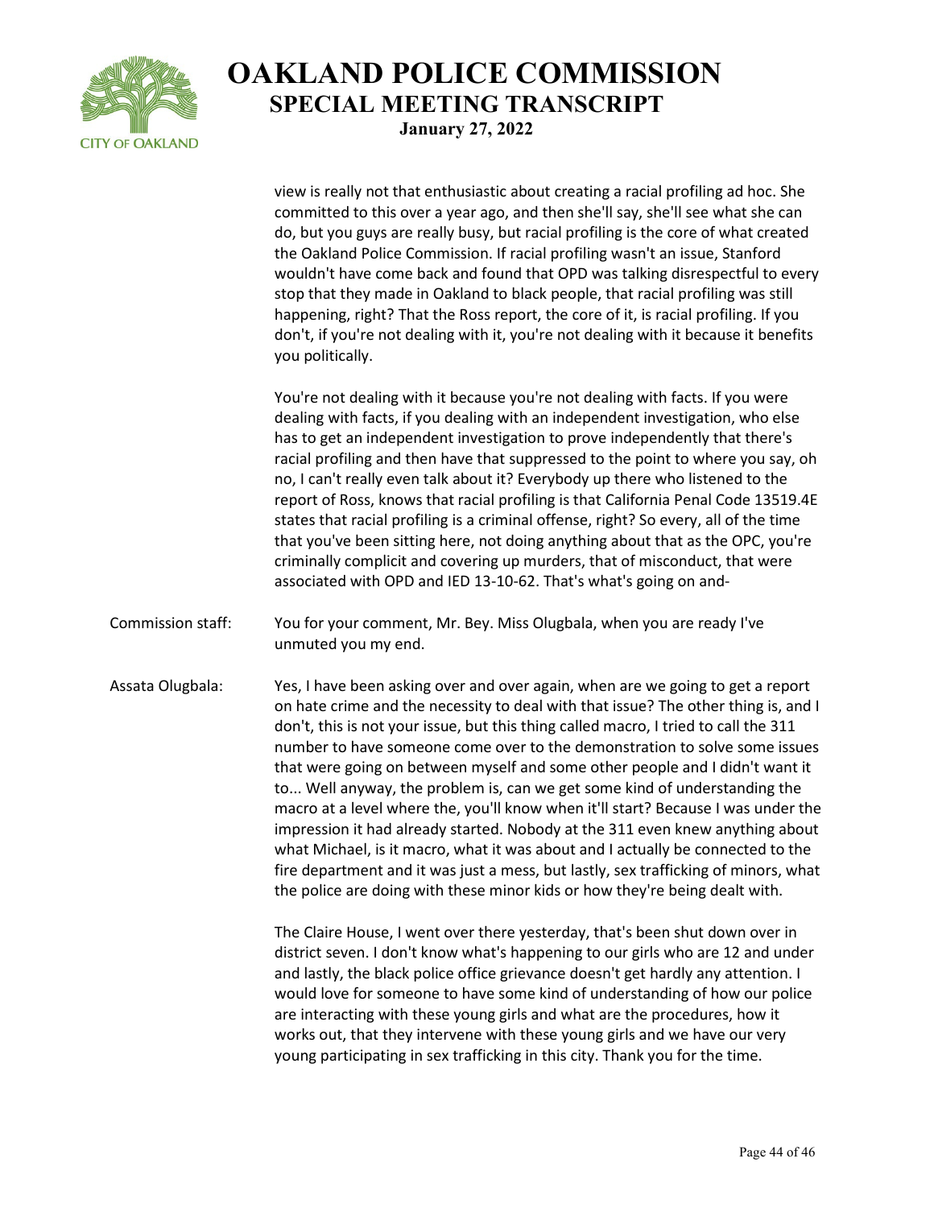view is really not that enthusiastic about creating a racial profiling ad hoc. She committed to this over a year ago, and then she'll say, she'll see what she can do, but you guys are really busy, but racial profiling is the core of what created the Oakland Police Commission. If racial profiling wasn't an issue, Stanford wouldn't have come back and found that OPD was talking disrespectful to every stop that they made in Oakland to black people, that racial profiling was still happening, right? That the Ross report, the core of it, is racial profiling. If you don't, if you're not dealing with it, you're not dealing with it because it benefits you politically.

You're not dealing with it because you're not dealing with facts. If you were dealing with facts, if you dealing with an independent investigation, who else has to get an independent investigation to prove independently that there's racial profiling and then have that suppressed to the point to where you say, oh no, I can't really even talk about it? Everybody up there who listened to the report of Ross, knows that racial profiling is that California Penal Code 13519.4E states that racial profiling is a criminal offense, right? So every, all of the time that you've been sitting here, not doing anything about that as the OPC, you're criminally complicit and covering up murders, that of misconduct, that were associated with OPD and IED 13-10-62. That's what's going on and-

Commission staff: You for your comment, Mr. Bey. Miss Olugbala, when you are ready I've unmuted you my end.

Assata Olugbala: Yes, I have been asking over and over again, when are we going to get a report on hate crime and the necessity to deal with that issue? The other thing is, and I don't, this is not your issue, but this thing called macro, I tried to call the 311 number to have someone come over to the demonstration to solve some issues that were going on between myself and some other people and I didn't want it to... Well anyway, the problem is, can we get some kind of understanding the macro at a level where the, you'll know when it'll start? Because I was under the impression it had already started. Nobody at the 311 even knew anything about what Michael, is it macro, what it was about and I actually be connected to the fire department and it was just a mess, but lastly, sex trafficking of minors, what the police are doing with these minor kids or how they're being dealt with.

The Claire House, I went over there yesterday, that's been shut down over in district seven. I don't know what's happening to our girls who are 12 and under and lastly, the black police office grievance doesn't get hardly any attention. I would love for someone to have some kind of understanding of how our police are interacting with these young girls and what are the procedures, how it works out, that they intervene with these young girls and we have our very young participating in sex trafficking in this city. Thank you for the time.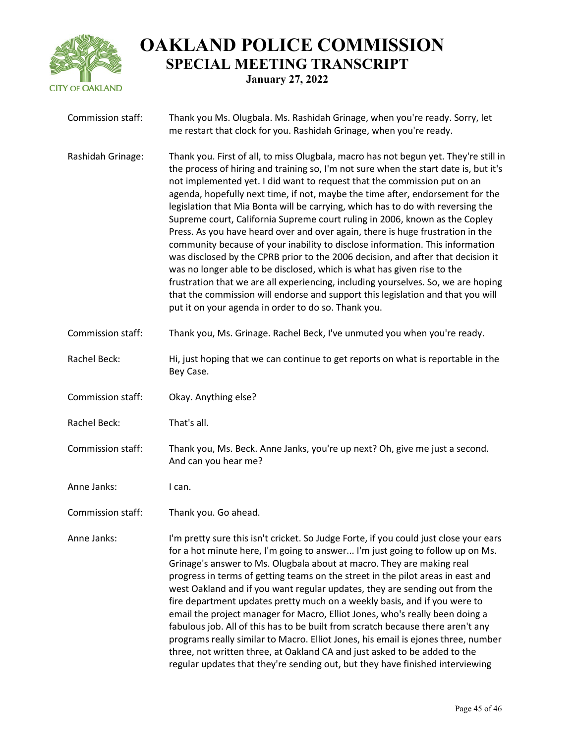Commission staff: Thank you Ms. Olugbala. Ms. Rashidah Grinage, when you're ready. Sorry, let me restart that clock for you. Rashidah Grinage, when you're ready.

Rashidah Grinage: Thank you. First of all, to miss Olugbala, macro has not begun yet. They're still in the process of hiring and training so, I'm not sure when the start date is, but it's not implemented yet. I did want to request that the commission put on an agenda, hopefully next time, if not, maybe the time after, endorsement for the legislation that Mia Bonta will be carrying, which has to do with reversing the Supreme court, California Supreme court ruling in 2006, known as the Copley Press. As you have heard over and over again, there is huge frustration in the community because of your inability to disclose information. This information was disclosed by the CPRB prior to the 2006 decision, and after that decision it was no longer able to be disclosed, which is what has given rise to the frustration that we are all experiencing, including yourselves. So, we are hoping that the commission will endorse and support this legislation and that you will put it on your agenda in order to do so. Thank you.

Commission staff: Thank you, Ms. Grinage. Rachel Beck, I've unmuted you when you're ready.

Rachel Beck: Hi, just hoping that we can continue to get reports on what is reportable in the Bey Case.

Commission staff: Okay. Anything else?

Rachel Beck: That's all.

Commission staff: Thank you, Ms. Beck. Anne Janks, you're up next? Oh, give me just a second. And can you hear me?

Anne Janks: I can.

Commission staff: Thank you. Go ahead.

Anne Janks: I'm pretty sure this isn't cricket. So Judge Forte, if you could just close your ears for a hot minute here, I'm going to answer... I'm just going to follow up on Ms. Grinage's answer to Ms. Olugbala about at macro. They are making real progress in terms of getting teams on the street in the pilot areas in east and west Oakland and if you want regular updates, they are sending out from the fire department updates pretty much on a weekly basis, and if you were to email the project manager for Macro, Elliot Jones, who's really been doing a fabulous job. All of this has to be built from scratch because there aren't any programs really similar to Macro. Elliot Jones, his email is ejones three, number three, not written three, at Oakland CA and just asked to be added to the regular updates that they're sending out, but they have finished interviewing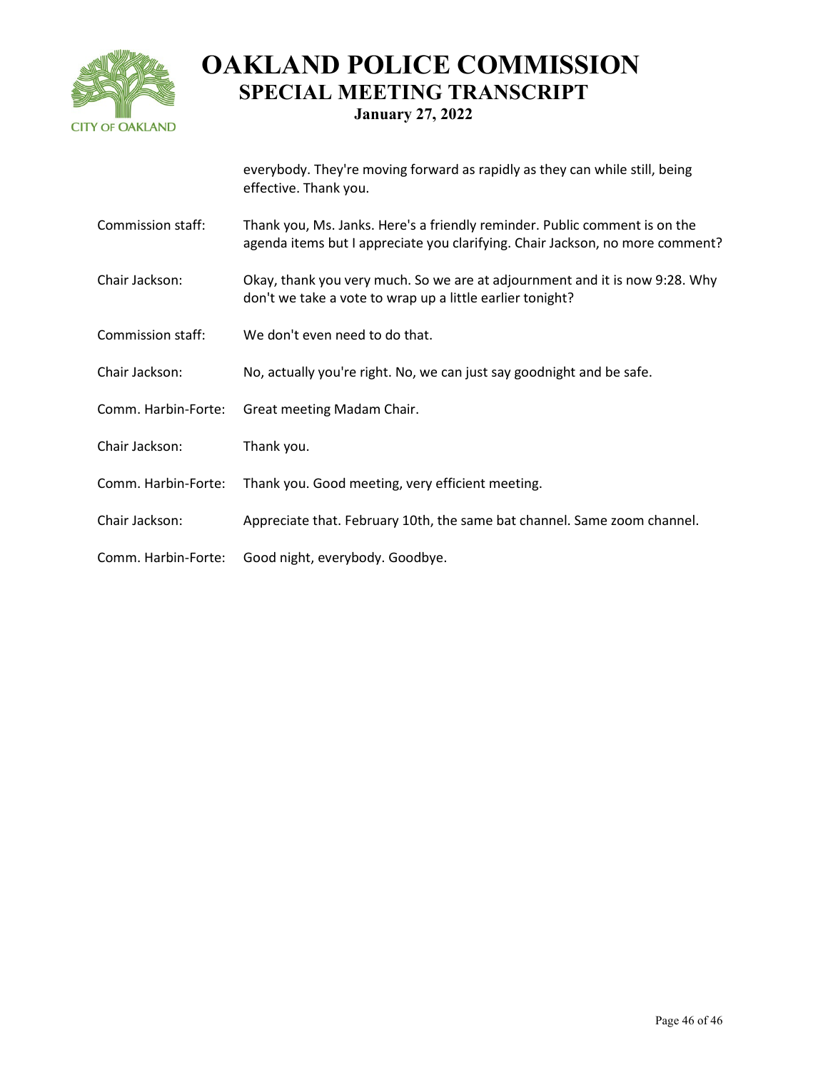| | |
|---|---|
| | everybody. They're moving forward as rapidly as they can while still, being effective. Thank you. |
| Commission staff: | Thank you, Ms. Janks. Here's a friendly reminder. Public comment is on the agenda items but I appreciate you clarifying. Chair Jackson, no more comment? |
| Chair Jackson: | Okay, thank you very much. So we are at adjournment and it is now 9:28. Why don't we take a vote to wrap up a little earlier tonight? |
| Commission staff: | We don't even need to do that. |
| Chair Jackson: | No, actually you're right. No, we can just say goodnight and be safe. |
| Comm. Harbin-Forte: | Great meeting Madam Chair. |
| Chair Jackson: | Thank you. |
| Comm. Harbin-Forte: | Thank you. Good meeting, very efficient meeting. |
| Chair Jackson: | Appreciate that. February 10th, the same bat channel. Same zoom channel. |
| Comm. Harbin-Forte: | Good night, everybody. Goodbye. |